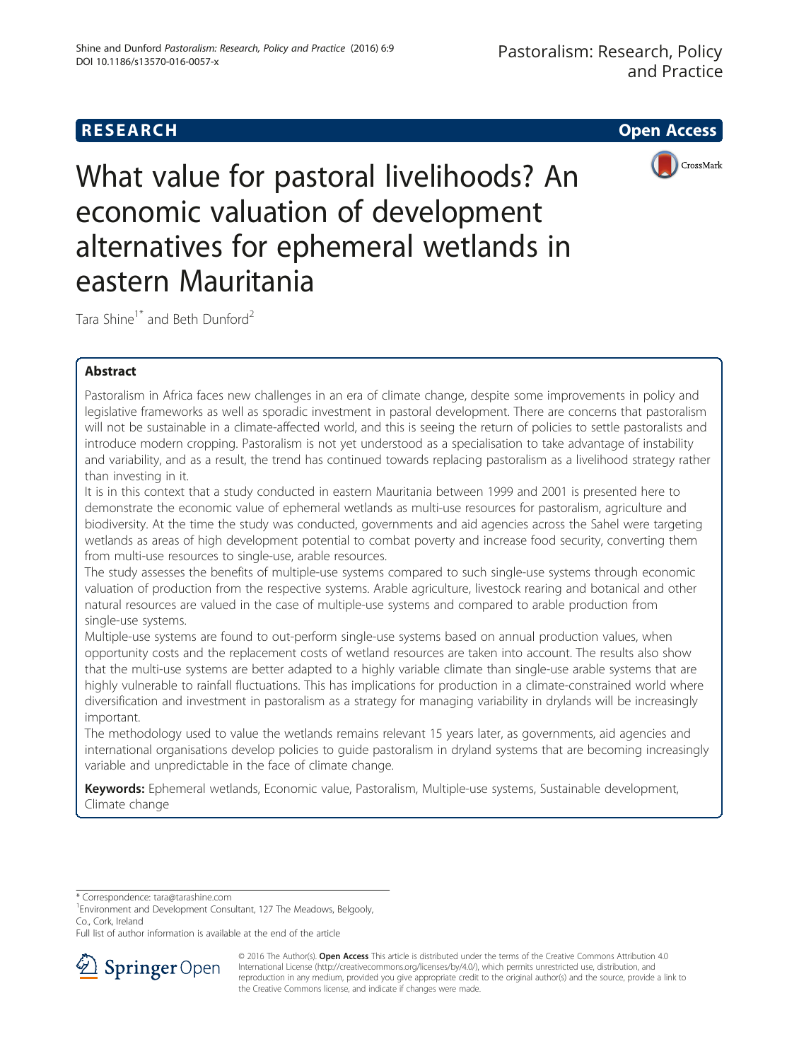RESEARCH Open Access

# What value for pastoral livelihoods? An economic valuation of development alternatives for ephemeral wetlands in eastern Mauritania

Tara Shine[1*] and Beth Dunford[2]

## Abstract

Pastoralism in Africa faces new challenges in an era of climate change, despite some improvements in policy and legislative frameworks as well as sporadic investment in pastoral development. There are concerns that pastoralism will not be sustainable in a climate-affected world, and this is seeing the return of policies to settle pastoralists and introduce modern cropping. Pastoralism is not yet understood as a specialisation to take advantage of instability and variability, and as a result, the trend has continued towards replacing pastoralism as a livelihood strategy rather than investing in it.

It is in this context that a study conducted in eastern Mauritania between 1999 and 2001 is presented here to demonstrate the economic value of ephemeral wetlands as multi-use resources for pastoralism, agriculture and biodiversity. At the time the study was conducted, governments and aid agencies across the Sahel were targeting wetlands as areas of high development potential to combat poverty and increase food security, converting them from multi-use resources to single-use, arable resources.

The study assesses the benefits of multiple-use systems compared to such single-use systems through economic valuation of production from the respective systems. Arable agriculture, livestock rearing and botanical and other natural resources are valued in the case of multiple-use systems and compared to arable production from single-use systems.

Multiple-use systems are found to out-perform single-use systems based on annual production values, when opportunity costs and the replacement costs of wetland resources are taken into account. The results also show that the multi-use systems are better adapted to a highly variable climate than single-use arable systems that are highly vulnerable to rainfall fluctuations. This has implications for production in a climate-constrained world where diversification and investment in pastoralism as a strategy for managing variability in drylands will be increasingly important.

The methodology used to value the wetlands remains relevant 15 years later, as governments, aid agencies and international organisations develop policies to guide pastoralism in dryland systems that are becoming increasingly variable and unpredictable in the face of climate change.

**Keywords:** Ephemeral wetlands, Economic value, Pastoralism, Multiple-use systems, Sustainable development, Climate change

---

\* Correspondence: tara@tarashine.com

[1]Environment and Development Consultant, 127 The Meadows, Belgooly, Co., Cork, Ireland

Full list of author information is available at the end of the article

© 2016 The Author(s). **Open Access** This article is distributed under the terms of the Creative Commons Attribution 4.0 International License (http://creativecommons.org/licenses/by/4.0/), which permits unrestricted use, distribution, and reproduction in any medium, provided you give appropriate credit to the original author(s) and the source, provide a link to the Creative Commons license, and indicate if changes were made.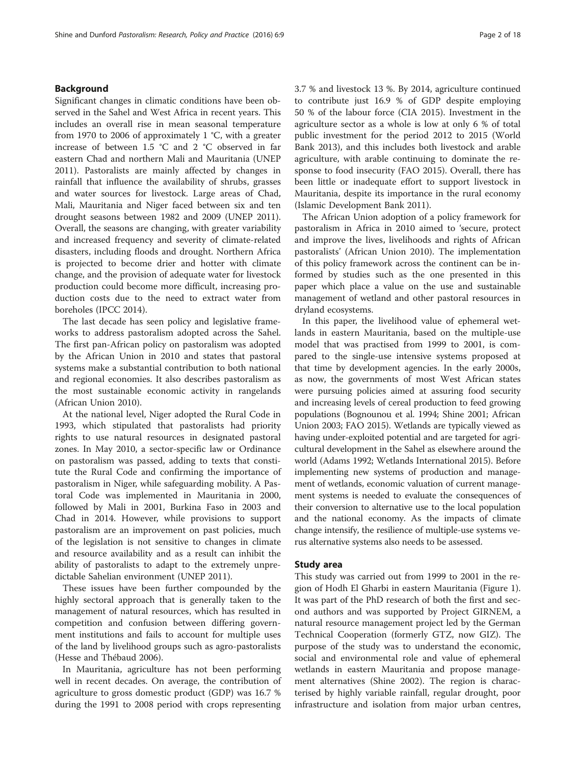## Background

Significant changes in climatic conditions have been observed in the Sahel and West Africa in recent years. This includes an overall rise in mean seasonal temperature from 1970 to 2006 of approximately 1 °C, with a greater increase of between 1.5 °C and 2 °C observed in far eastern Chad and northern Mali and Mauritania (UNEP 2011). Pastoralists are mainly affected by changes in rainfall that influence the availability of shrubs, grasses and water sources for livestock. Large areas of Chad, Mali, Mauritania and Niger faced between six and ten drought seasons between 1982 and 2009 (UNEP 2011). Overall, the seasons are changing, with greater variability and increased frequency and severity of climate-related disasters, including floods and drought. Northern Africa is projected to become drier and hotter with climate change, and the provision of adequate water for livestock production could become more difficult, increasing production costs due to the need to extract water from boreholes (IPCC 2014).

The last decade has seen policy and legislative frameworks to address pastoralism adopted across the Sahel. The first pan-African policy on pastoralism was adopted by the African Union in 2010 and states that pastoral systems make a substantial contribution to both national and regional economies. It also describes pastoralism as the most sustainable economic activity in rangelands (African Union 2010).

At the national level, Niger adopted the Rural Code in 1993, which stipulated that pastoralists had priority rights to use natural resources in designated pastoral zones. In May 2010, a sector-specific law or Ordinance on pastoralism was passed, adding to texts that constitute the Rural Code and confirming the importance of pastoralism in Niger, while safeguarding mobility. A Pastoral Code was implemented in Mauritania in 2000, followed by Mali in 2001, Burkina Faso in 2003 and Chad in 2014. However, while provisions to support pastoralism are an improvement on past policies, much of the legislation is not sensitive to changes in climate and resource availability and as a result can inhibit the ability of pastoralists to adapt to the extremely unpredictable Sahelian environment (UNEP 2011).

These issues have been further compounded by the highly sectoral approach that is generally taken to the management of natural resources, which has resulted in competition and confusion between differing government institutions and fails to account for multiple uses of the land by livelihood groups such as agro-pastoralists (Hesse and Thébaud 2006).

In Mauritania, agriculture has not been performing well in recent decades. On average, the contribution of agriculture to gross domestic product (GDP) was 16.7 % during the 1991 to 2008 period with crops representing 3.7 % and livestock 13 %. By 2014, agriculture continued to contribute just 16.9 % of GDP despite employing 50 % of the labour force (CIA 2015). Investment in the agriculture sector as a whole is low at only 6 % of total public investment for the period 2012 to 2015 (World Bank 2013), and this includes both livestock and arable agriculture, with arable continuing to dominate the response to food insecurity (FAO 2015). Overall, there has been little or inadequate effort to support livestock in Mauritania, despite its importance in the rural economy (Islamic Development Bank 2011).

The African Union adoption of a policy framework for pastoralism in Africa in 2010 aimed to 'secure, protect and improve the lives, livelihoods and rights of African pastoralists' (African Union 2010). The implementation of this policy framework across the continent can be informed by studies such as the one presented in this paper which place a value on the use and sustainable management of wetland and other pastoral resources in dryland ecosystems.

In this paper, the livelihood value of ephemeral wetlands in eastern Mauritania, based on the multiple-use model that was practised from 1999 to 2001, is compared to the single-use intensive systems proposed at that time by development agencies. In the early 2000s, as now, the governments of most West African states were pursuing policies aimed at assuring food security and increasing levels of cereal production to feed growing populations (Bognounou et al. 1994; Shine 2001; African Union 2003; FAO 2015). Wetlands are typically viewed as having under-exploited potential and are targeted for agricultural development in the Sahel as elsewhere around the world (Adams 1992; Wetlands International 2015). Before implementing new systems of production and management of wetlands, economic valuation of current management systems is needed to evaluate the consequences of their conversion to alternative use to the local population and the national economy. As the impacts of climate change intensify, the resilience of multiple-use systems verus alternative systems also needs to be assessed.

## Study area

This study was carried out from 1999 to 2001 in the region of Hodh El Gharbi in eastern Mauritania (Figure 1). It was part of the PhD research of both the first and second authors and was supported by Project GIRNEM, a natural resource management project led by the German Technical Cooperation (formerly GTZ, now GIZ). The purpose of the study was to understand the economic, social and environmental role and value of ephemeral wetlands in eastern Mauritania and propose management alternatives (Shine 2002). The region is characterised by highly variable rainfall, regular drought, poor infrastructure and isolation from major urban centres,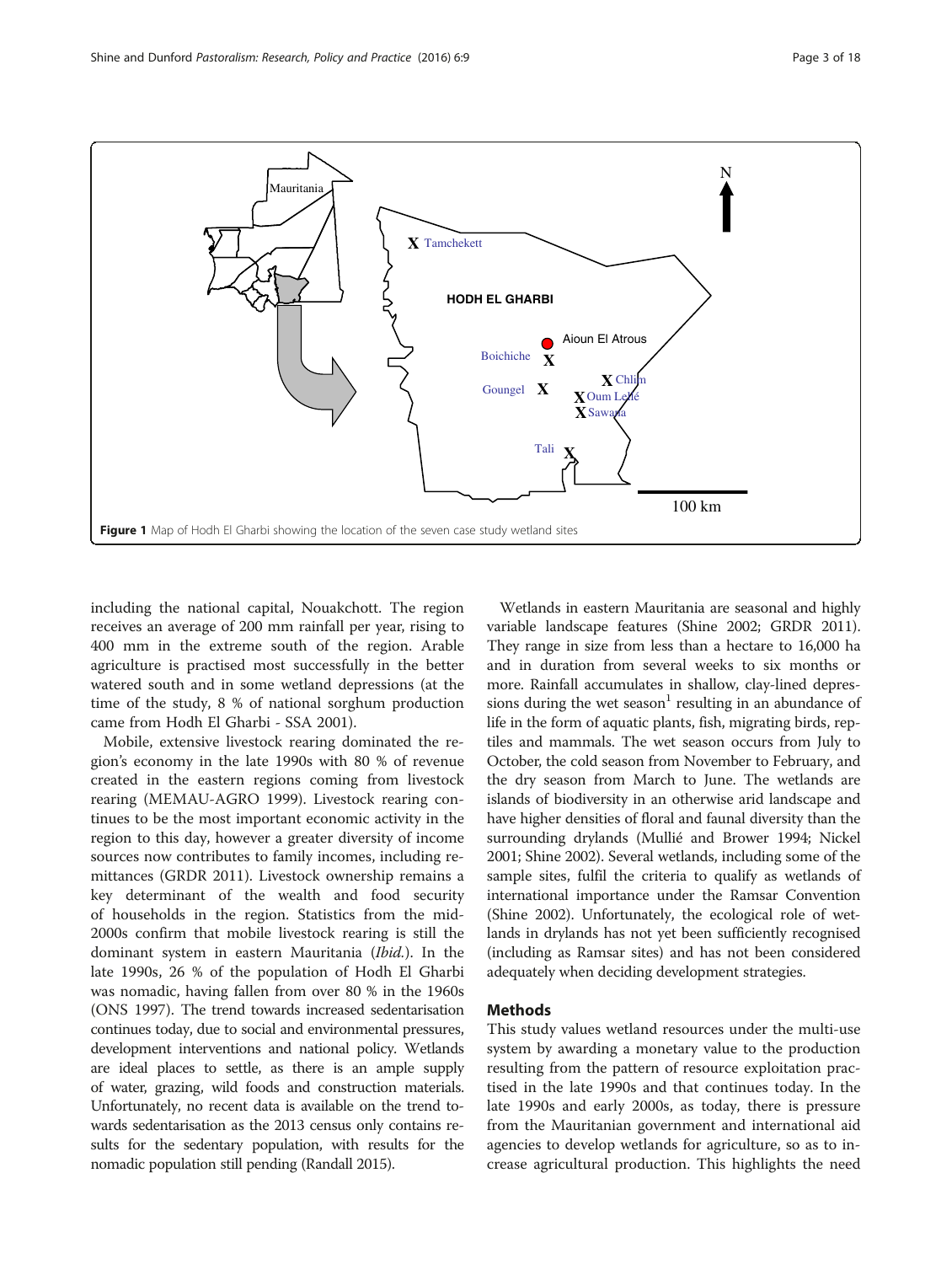**Figure 1** Map of Hodh El Gharbi showing the location of the seven case study wetland sites

including the national capital, Nouakchott. The region receives an average of 200 mm rainfall per year, rising to 400 mm in the extreme south of the region. Arable agriculture is practised most successfully in the better watered south and in some wetland depressions (at the time of the study, 8 % of national sorghum production came from Hodh El Gharbi - SSA 2001).

Mobile, extensive livestock rearing dominated the region's economy in the late 1990s with 80 % of revenue created in the eastern regions coming from livestock rearing (MEMAU-AGRO 1999). Livestock rearing continues to be the most important economic activity in the region to this day, however a greater diversity of income sources now contributes to family incomes, including remittances (GRDR 2011). Livestock ownership remains a key determinant of the wealth and food security of households in the region. Statistics from the mid-2000s confirm that mobile livestock rearing is still the dominant system in eastern Mauritania (*Ibid.*). In the late 1990s, 26 % of the population of Hodh El Gharbi was nomadic, having fallen from over 80 % in the 1960s (ONS 1997). The trend towards increased sedentarisation continues today, due to social and environmental pressures, development interventions and national policy. Wetlands are ideal places to settle, as there is an ample supply of water, grazing, wild foods and construction materials. Unfortunately, no recent data is available on the trend towards sedentarisation as the 2013 census only contains results for the sedentary population, with results for the nomadic population still pending (Randall 2015).

Wetlands in eastern Mauritania are seasonal and highly variable landscape features (Shine 2002; GRDR 2011). They range in size from less than a hectare to 16,000 ha and in duration from several weeks to six months or more. Rainfall accumulates in shallow, clay-lined depressions during the wet season[1] resulting in an abundance of life in the form of aquatic plants, fish, migrating birds, reptiles and mammals. The wet season occurs from July to October, the cold season from November to February, and the dry season from March to June. The wetlands are islands of biodiversity in an otherwise arid landscape and have higher densities of floral and faunal diversity than the surrounding drylands (Mullié and Brower 1994; Nickel 2001; Shine 2002). Several wetlands, including some of the sample sites, fulfil the criteria to qualify as wetlands of international importance under the Ramsar Convention (Shine 2002). Unfortunately, the ecological role of wetlands in drylands has not yet been sufficiently recognised (including as Ramsar sites) and has not been considered adequately when deciding development strategies.

## Methods

This study values wetland resources under the multi-use system by awarding a monetary value to the production resulting from the pattern of resource exploitation practised in the late 1990s and that continues today. In the late 1990s and early 2000s, as today, there is pressure from the Mauritanian government and international aid agencies to develop wetlands for agriculture, so as to increase agricultural production. This highlights the need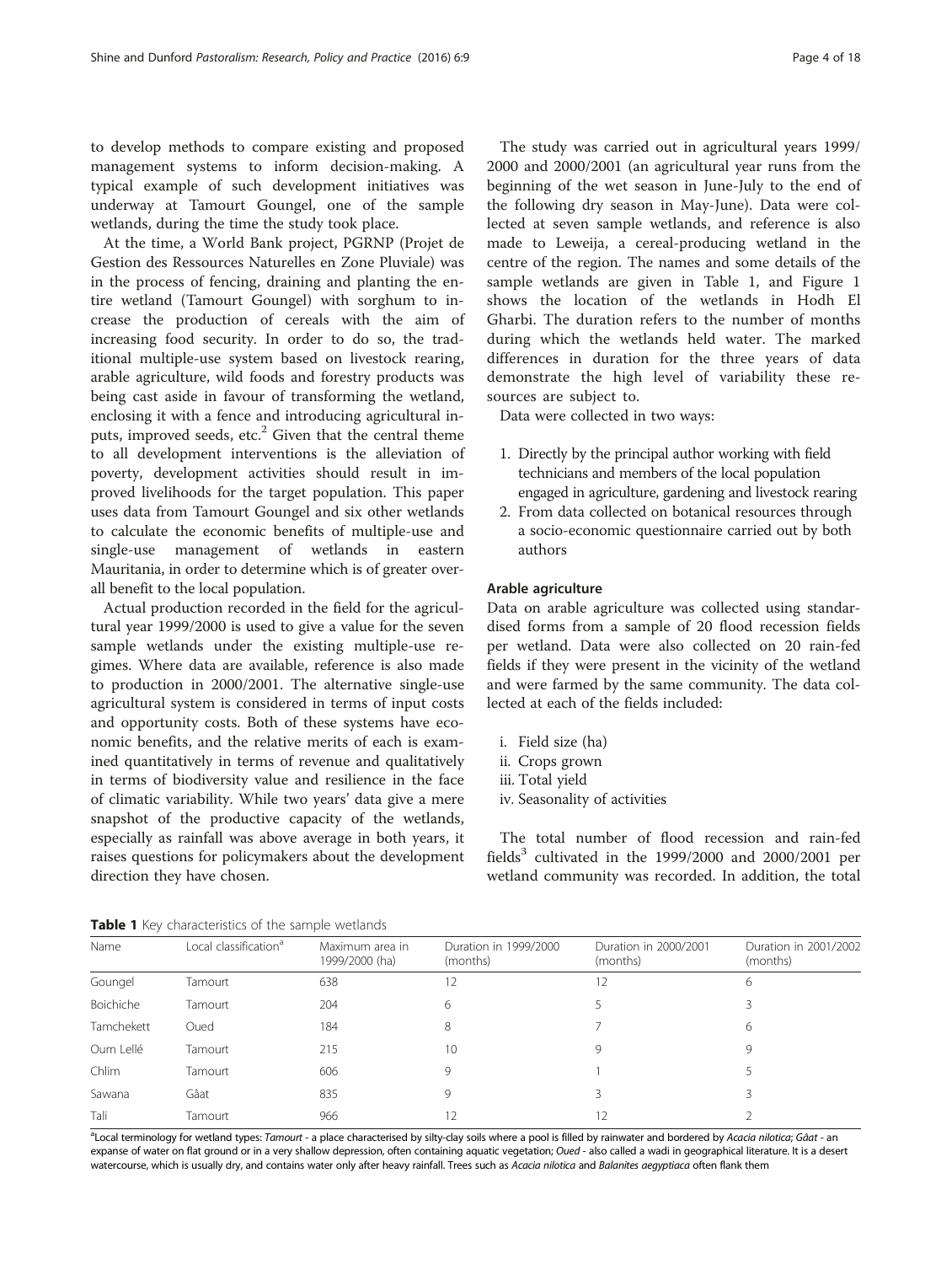to develop methods to compare existing and proposed management systems to inform decision-making. A typical example of such development initiatives was underway at Tamourt Goungel, one of the sample wetlands, during the time the study took place.

At the time, a World Bank project, PGRNP (Projet de Gestion des Ressources Naturelles en Zone Pluviale) was in the process of fencing, draining and planting the entire wetland (Tamourt Goungel) with sorghum to increase the production of cereals with the aim of increasing food security. In order to do so, the traditional multiple-use system based on livestock rearing, arable agriculture, wild foods and forestry products was being cast aside in favour of transforming the wetland, enclosing it with a fence and introducing agricultural inputs, improved seeds, etc.[2] Given that the central theme to all development interventions is the alleviation of poverty, development activities should result in improved livelihoods for the target population. This paper uses data from Tamourt Goungel and six other wetlands to calculate the economic benefits of multiple-use and single-use management of wetlands in eastern Mauritania, in order to determine which is of greater overall benefit to the local population.

Actual production recorded in the field for the agricultural year 1999/2000 is used to give a value for the seven sample wetlands under the existing multiple-use regimes. Where data are available, reference is also made to production in 2000/2001. The alternative single-use agricultural system is considered in terms of input costs and opportunity costs. Both of these systems have economic benefits, and the relative merits of each is examined quantitatively in terms of revenue and qualitatively in terms of biodiversity value and resilience in the face of climatic variability. While two years' data give a mere snapshot of the productive capacity of the wetlands, especially as rainfall was above average in both years, it raises questions for policymakers about the development direction they have chosen.

The study was carried out in agricultural years 1999/2000 and 2000/2001 (an agricultural year runs from the beginning of the wet season in June-July to the end of the following dry season in May-June). Data were collected at seven sample wetlands, and reference is also made to Leweija, a cereal-producing wetland in the centre of the region. The names and some details of the sample wetlands are given in Table 1, and Figure 1 shows the location of the wetlands in Hodh El Gharbi. The duration refers to the number of months during which the wetlands held water. The marked differences in duration for the three years of data demonstrate the high level of variability these resources are subject to.

Data were collected in two ways:

1. Directly by the principal author working with field technicians and members of the local population engaged in agriculture, gardening and livestock rearing
2. From data collected on botanical resources through a socio-economic questionnaire carried out by both authors

### Arable agriculture

Data on arable agriculture was collected using standardised forms from a sample of 20 flood recession fields per wetland. Data were also collected on 20 rain-fed fields if they were present in the vicinity of the wetland and were farmed by the same community. The data collected at each of the fields included:

i. Field size (ha)
ii. Crops grown
iii. Total yield
iv. Seasonality of activities

The total number of flood recession and rain-fed fields[3] cultivated in the 1999/2000 and 2000/2001 per wetland community was recorded. In addition, the total

**Table 1** Key characteristics of the sample wetlands

| Name | Local classification[a] | Maximum area in 1999/2000 (ha) | Duration in 1999/2000 (months) | Duration in 2000/2001 (months) | Duration in 2001/2002 (months) |
|---|---|---|---|---|---|
| Goungel | Tamourt | 638 | 12 | 12 | 6 |
| Boichiche | Tamourt | 204 | 6 | 5 | 3 |
| Tamchekett | Oued | 184 | 8 | 7 | 6 |
| Oum Lellé | Tamourt | 215 | 10 | 9 | 9 |
| Chlim | Tamourt | 606 | 9 | 1 | 5 |
| Sawana | Gâat | 835 | 9 | 3 | 3 |
| Tali | Tamourt | 966 | 12 | 12 | 2 |

[a]Local terminology for wetland types: *Tamourt* - a place characterised by silty-clay soils where a pool is filled by rainwater and bordered by *Acacia nilotica*; *Gâat* - an expanse of water on flat ground or in a very shallow depression, often containing aquatic vegetation; *Oued* - also called a wadi in geographical literature. It is a desert watercourse, which is usually dry, and contains water only after heavy rainfall. Trees such as *Acacia nilotica* and *Balanites aegyptiaca* often flank them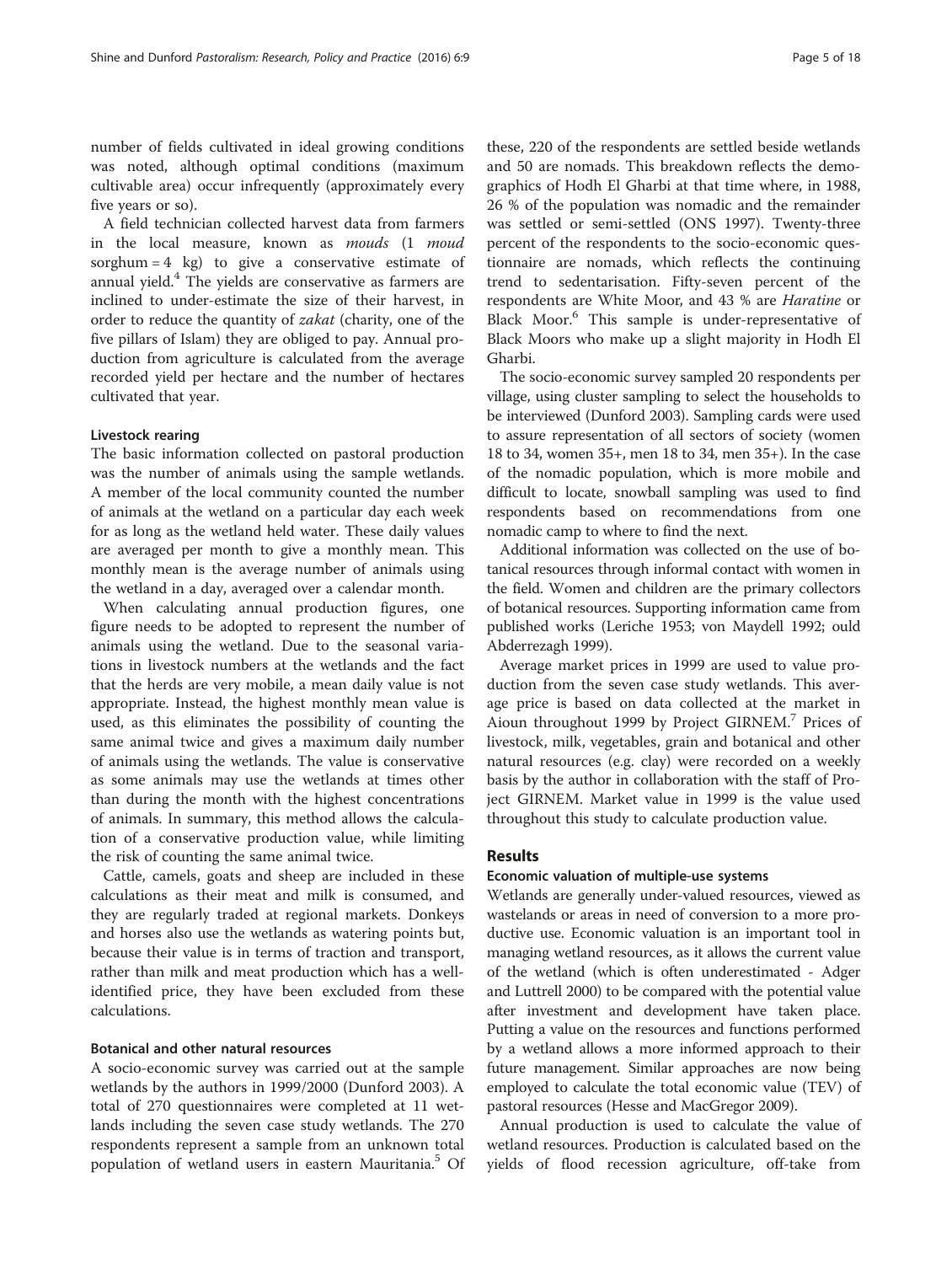number of fields cultivated in ideal growing conditions was noted, although optimal conditions (maximum cultivable area) occur infrequently (approximately every five years or so).

A field technician collected harvest data from farmers in the local measure, known as *mouds* (1 *moud* sorghum = 4 kg) to give a conservative estimate of annual yield.[4] The yields are conservative as farmers are inclined to under-estimate the size of their harvest, in order to reduce the quantity of *zakat* (charity, one of the five pillars of Islam) they are obliged to pay. Annual production from agriculture is calculated from the average recorded yield per hectare and the number of hectares cultivated that year.

#### Livestock rearing

The basic information collected on pastoral production was the number of animals using the sample wetlands. A member of the local community counted the number of animals at the wetland on a particular day each week for as long as the wetland held water. These daily values are averaged per month to give a monthly mean. This monthly mean is the average number of animals using the wetland in a day, averaged over a calendar month.

When calculating annual production figures, one figure needs to be adopted to represent the number of animals using the wetland. Due to the seasonal variations in livestock numbers at the wetlands and the fact that the herds are very mobile, a mean daily value is not appropriate. Instead, the highest monthly mean value is used, as this eliminates the possibility of counting the same animal twice and gives a maximum daily number of animals using the wetlands. The value is conservative as some animals may use the wetlands at times other than during the month with the highest concentrations of animals. In summary, this method allows the calculation of a conservative production value, while limiting the risk of counting the same animal twice.

Cattle, camels, goats and sheep are included in these calculations as their meat and milk is consumed, and they are regularly traded at regional markets. Donkeys and horses also use the wetlands as watering points but, because their value is in terms of traction and transport, rather than milk and meat production which has a well-identified price, they have been excluded from these calculations.

#### Botanical and other natural resources

A socio-economic survey was carried out at the sample wetlands by the authors in 1999/2000 (Dunford 2003). A total of 270 questionnaires were completed at 11 wetlands including the seven case study wetlands. The 270 respondents represent a sample from an unknown total population of wetland users in eastern Mauritania.[5] Of these, 220 of the respondents are settled beside wetlands and 50 are nomads. This breakdown reflects the demographics of Hodh El Gharbi at that time where, in 1988, 26 % of the population was nomadic and the remainder was settled or semi-settled (ONS 1997). Twenty-three percent of the respondents to the socio-economic questionnaire are nomads, which reflects the continuing trend to sedentarisation. Fifty-seven percent of the respondents are White Moor, and 43 % are *Haratine* or Black Moor.[6] This sample is under-representative of Black Moors who make up a slight majority in Hodh El Gharbi.

The socio-economic survey sampled 20 respondents per village, using cluster sampling to select the households to be interviewed (Dunford 2003). Sampling cards were used to assure representation of all sectors of society (women 18 to 34, women 35+, men 18 to 34, men 35+). In the case of the nomadic population, which is more mobile and difficult to locate, snowball sampling was used to find respondents based on recommendations from one nomadic camp to where to find the next.

Additional information was collected on the use of botanical resources through informal contact with women in the field. Women and children are the primary collectors of botanical resources. Supporting information came from published works (Leriche 1953; von Maydell 1992; ould Abderrezagh 1999).

Average market prices in 1999 are used to value production from the seven case study wetlands. This average price is based on data collected at the market in Aioun throughout 1999 by Project GIRNEM.[7] Prices of livestock, milk, vegetables, grain and botanical and other natural resources (e.g. clay) were recorded on a weekly basis by the author in collaboration with the staff of Project GIRNEM. Market value in 1999 is the value used throughout this study to calculate production value.

## Results

### Economic valuation of multiple-use systems

Wetlands are generally under-valued resources, viewed as wastelands or areas in need of conversion to a more productive use. Economic valuation is an important tool in managing wetland resources, as it allows the current value of the wetland (which is often underestimated - Adger and Luttrell 2000) to be compared with the potential value after investment and development have taken place. Putting a value on the resources and functions performed by a wetland allows a more informed approach to their future management. Similar approaches are now being employed to calculate the total economic value (TEV) of pastoral resources (Hesse and MacGregor 2009).

Annual production is used to calculate the value of wetland resources. Production is calculated based on the yields of flood recession agriculture, off-take from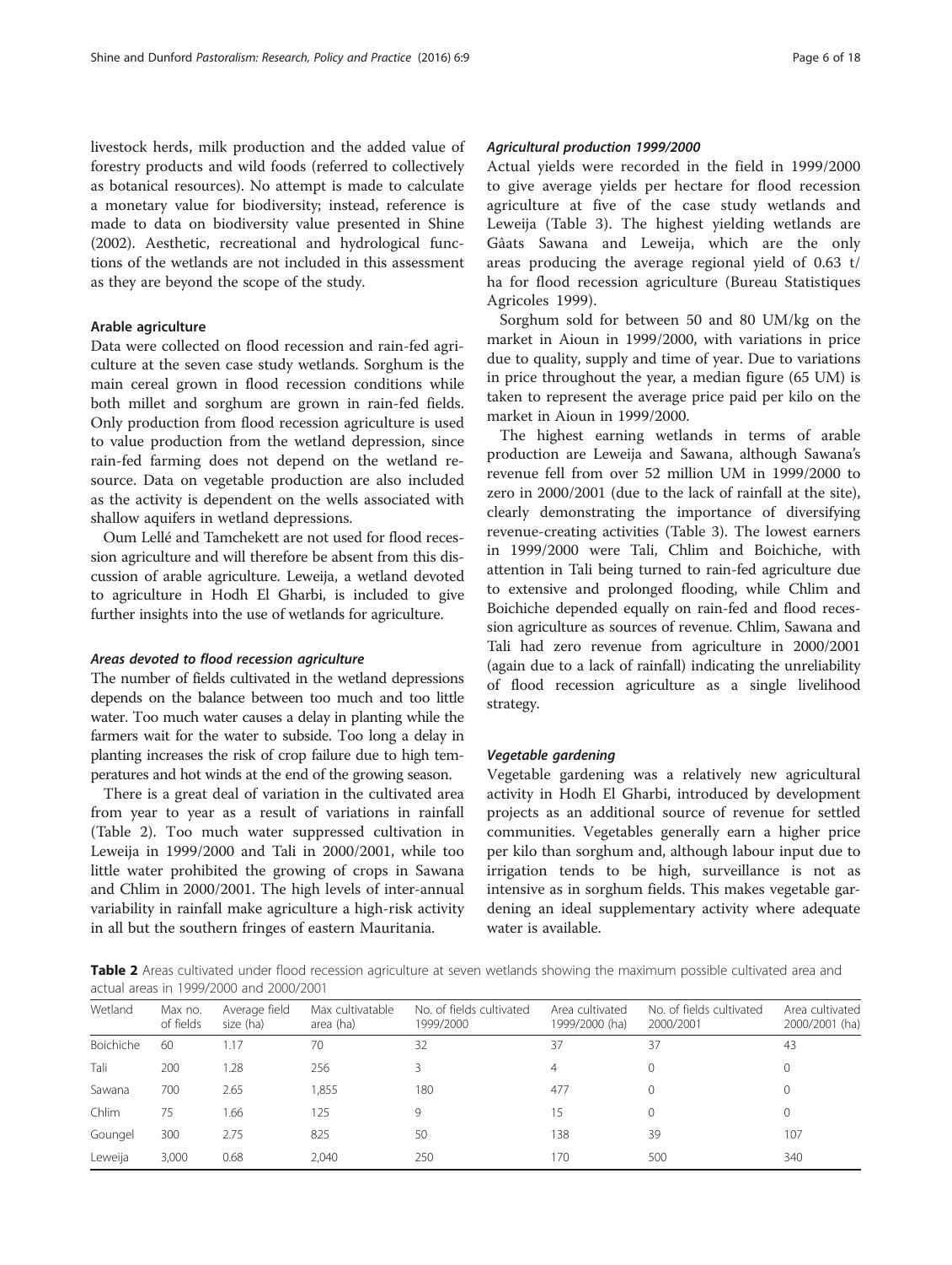livestock herds, milk production and the added value of forestry products and wild foods (referred to collectively as botanical resources). No attempt is made to calculate a monetary value for biodiversity; instead, reference is made to data on biodiversity value presented in Shine (2002). Aesthetic, recreational and hydrological functions of the wetlands are not included in this assessment as they are beyond the scope of the study.

### Arable agriculture

Data were collected on flood recession and rain-fed agriculture at the seven case study wetlands. Sorghum is the main cereal grown in flood recession conditions while both millet and sorghum are grown in rain-fed fields. Only production from flood recession agriculture is used to value production from the wetland depression, since rain-fed farming does not depend on the wetland resource. Data on vegetable production are also included as the activity is dependent on the wells associated with shallow aquifers in wetland depressions.

Oum Lellé and Tamchekett are not used for flood recession agriculture and will therefore be absent from this discussion of arable agriculture. Leweija, a wetland devoted to agriculture in Hodh El Gharbi, is included to give further insights into the use of wetlands for agriculture.

#### *Areas devoted to flood recession agriculture*

The number of fields cultivated in the wetland depressions depends on the balance between too much and too little water. Too much water causes a delay in planting while the farmers wait for the water to subside. Too long a delay in planting increases the risk of crop failure due to high temperatures and hot winds at the end of the growing season.

There is a great deal of variation in the cultivated area from year to year as a result of variations in rainfall (Table 2). Too much water suppressed cultivation in Leweija in 1999/2000 and Tali in 2000/2001, while too little water prohibited the growing of crops in Sawana and Chlim in 2000/2001. The high levels of inter-annual variability in rainfall make agriculture a high-risk activity in all but the southern fringes of eastern Mauritania.

#### *Agricultural production 1999/2000*

Actual yields were recorded in the field in 1999/2000 to give average yields per hectare for flood recession agriculture at five of the case study wetlands and Leweija (Table 3). The highest yielding wetlands are Gâats Sawana and Leweija, which are the only areas producing the average regional yield of 0.63 t/ha for flood recession agriculture (Bureau Statistiques Agricoles 1999).

Sorghum sold for between 50 and 80 UM/kg on the market in Aioun in 1999/2000, with variations in price due to quality, supply and time of year. Due to variations in price throughout the year, a median figure (65 UM) is taken to represent the average price paid per kilo on the market in Aioun in 1999/2000.

The highest earning wetlands in terms of arable production are Leweija and Sawana, although Sawana's revenue fell from over 52 million UM in 1999/2000 to zero in 2000/2001 (due to the lack of rainfall at the site), clearly demonstrating the importance of diversifying revenue-creating activities (Table 3). The lowest earners in 1999/2000 were Tali, Chlim and Boichiche, with attention in Tali being turned to rain-fed agriculture due to extensive and prolonged flooding, while Chlim and Boichiche depended equally on rain-fed and flood recession agriculture as sources of revenue. Chlim, Sawana and Tali had zero revenue from agriculture in 2000/2001 (again due to a lack of rainfall) indicating the unreliability of flood recession agriculture as a single livelihood strategy.

#### *Vegetable gardening*

Vegetable gardening was a relatively new agricultural activity in Hodh El Gharbi, introduced by development projects as an additional source of revenue for settled communities. Vegetables generally earn a higher price per kilo than sorghum and, although labour input due to irrigation tends to be high, surveillance is not as intensive as in sorghum fields. This makes vegetable gardening an ideal supplementary activity where adequate water is available.

**Table 2** Areas cultivated under flood recession agriculture at seven wetlands showing the maximum possible cultivated area and actual areas in 1999/2000 and 2000/2001

| Wetland | Max no. of fields | Average field size (ha) | Max cultivatable area (ha) | No. of fields cultivated 1999/2000 | Area cultivated 1999/2000 (ha) | No. of fields cultivated 2000/2001 | Area cultivated 2000/2001 (ha) |
|---|---|---|---|---|---|---|---|
| Boichiche | 60 | 1.17 | 70 | 32 | 37 | 37 | 43 |
| Tali | 200 | 1.28 | 256 | 3 | 4 | 0 | 0 |
| Sawana | 700 | 2.65 | 1,855 | 180 | 477 | 0 | 0 |
| Chlim | 75 | 1.66 | 125 | 9 | 15 | 0 | 0 |
| Goungel | 300 | 2.75 | 825 | 50 | 138 | 39 | 107 |
| Leweija | 3,000 | 0.68 | 2,040 | 250 | 170 | 500 | 340 |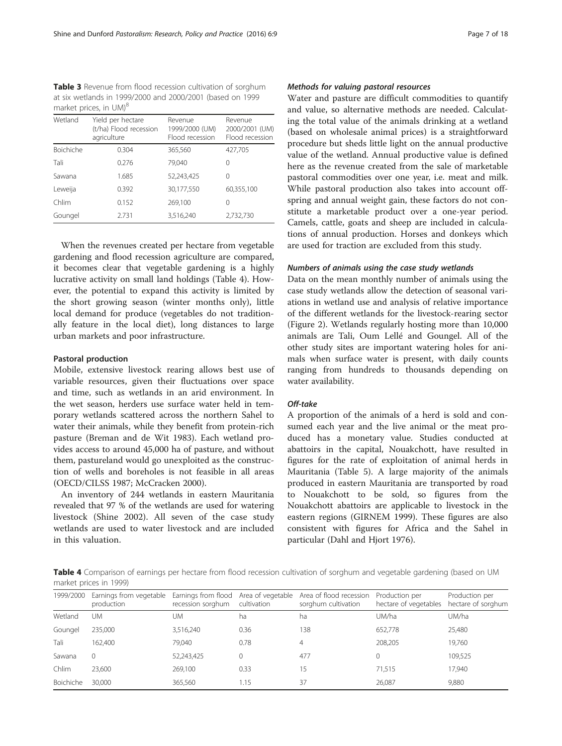**Table 3** Revenue from flood recession cultivation of sorghum at six wetlands in 1999/2000 and 2000/2001 (based on 1999 market prices, in UM)[8]

| Wetland | Yield per hectare (t/ha) Flood recession agriculture | Revenue 1999/2000 (UM) Flood recession | Revenue 2000/2001 (UM) Flood recession |
|---|---|---|---|
| Boichiche | 0.304 | 365,560 | 427,705 |
| Tali | 0.276 | 79,040 | 0 |
| Sawana | 1.685 | 52,243,425 | 0 |
| Leweija | 0.392 | 30,177,550 | 60,355,100 |
| Chlim | 0.152 | 269,100 | 0 |
| Goungel | 2.731 | 3,516,240 | 2,732,730 |

When the revenues created per hectare from vegetable gardening and flood recession agriculture are compared, it becomes clear that vegetable gardening is a highly lucrative activity on small land holdings (Table 4). However, the potential to expand this activity is limited by the short growing season (winter months only), little local demand for produce (vegetables do not traditionally feature in the local diet), long distances to large urban markets and poor infrastructure.

### Pastoral production

Mobile, extensive livestock rearing allows best use of variable resources, given their fluctuations over space and time, such as wetlands in an arid environment. In the wet season, herders use surface water held in temporary wetlands scattered across the northern Sahel to water their animals, while they benefit from protein-rich pasture (Breman and de Wit 1983). Each wetland provides access to around 45,000 ha of pasture, and without them, pastureland would go unexploited as the construction of wells and boreholes is not feasible in all areas (OECD/CILSS 1987; McCracken 2000).

An inventory of 244 wetlands in eastern Mauritania revealed that 97 % of the wetlands are used for watering livestock (Shine 2002). All seven of the case study wetlands are used to water livestock and are included in this valuation.

#### Methods for valuing pastoral resources

Water and pasture are difficult commodities to quantify and value, so alternative methods are needed. Calculating the total value of the animals drinking at a wetland (based on wholesale animal prices) is a straightforward procedure but sheds little light on the annual productive value of the wetland. Annual productive value is defined here as the revenue created from the sale of marketable pastoral commodities over one year, i.e. meat and milk. While pastoral production also takes into account offspring and annual weight gain, these factors do not constitute a marketable product over a one-year period. Camels, cattle, goats and sheep are included in calculations of annual production. Horses and donkeys which are used for traction are excluded from this study.

#### Numbers of animals using the case study wetlands

Data on the mean monthly number of animals using the case study wetlands allow the detection of seasonal variations in wetland use and analysis of relative importance of the different wetlands for the livestock-rearing sector (Figure 2). Wetlands regularly hosting more than 10,000 animals are Tali, Oum Lellé and Goungel. All of the other study sites are important watering holes for animals when surface water is present, with daily counts ranging from hundreds to thousands depending on water availability.

#### Off-take

A proportion of the animals of a herd is sold and consumed each year and the live animal or the meat produced has a monetary value. Studies conducted at abattoirs in the capital, Nouakchott, have resulted in figures for the rate of exploitation of animal herds in Mauritania (Table 5). A large majority of the animals produced in eastern Mauritania are transported by road to Nouakchott to be sold, so figures from the Nouakchott abattoirs are applicable to livestock in the eastern regions (GIRNEM 1999). These figures are also consistent with figures for Africa and the Sahel in particular (Dahl and Hjort 1976).

**Table 4** Comparison of earnings per hectare from flood recession cultivation of sorghum and vegetable gardening (based on UM market prices in 1999)

| 1999/2000 | Earnings from vegetable production | Earnings from flood recession sorghum | Area of vegetable cultivation | Area of flood recession sorghum cultivation | Production per hectare of vegetables | Production per hectare of sorghum |
|---|---|---|---|---|---|---|
| Wetland | UM | UM | ha | ha | UM/ha | UM/ha |
| Goungel | 235,000 | 3,516,240 | 0.36 | 138 | 652,778 | 25,480 |
| Tali | 162,400 | 79,040 | 0.78 | 4 | 208,205 | 19,760 |
| Sawana | 0 | 52,243,425 | 0 | 477 | 0 | 109,525 |
| Chlim | 23,600 | 269,100 | 0.33 | 15 | 71,515 | 17,940 |
| Boichiche | 30,000 | 365,560 | 1.15 | 37 | 26,087 | 9,880 |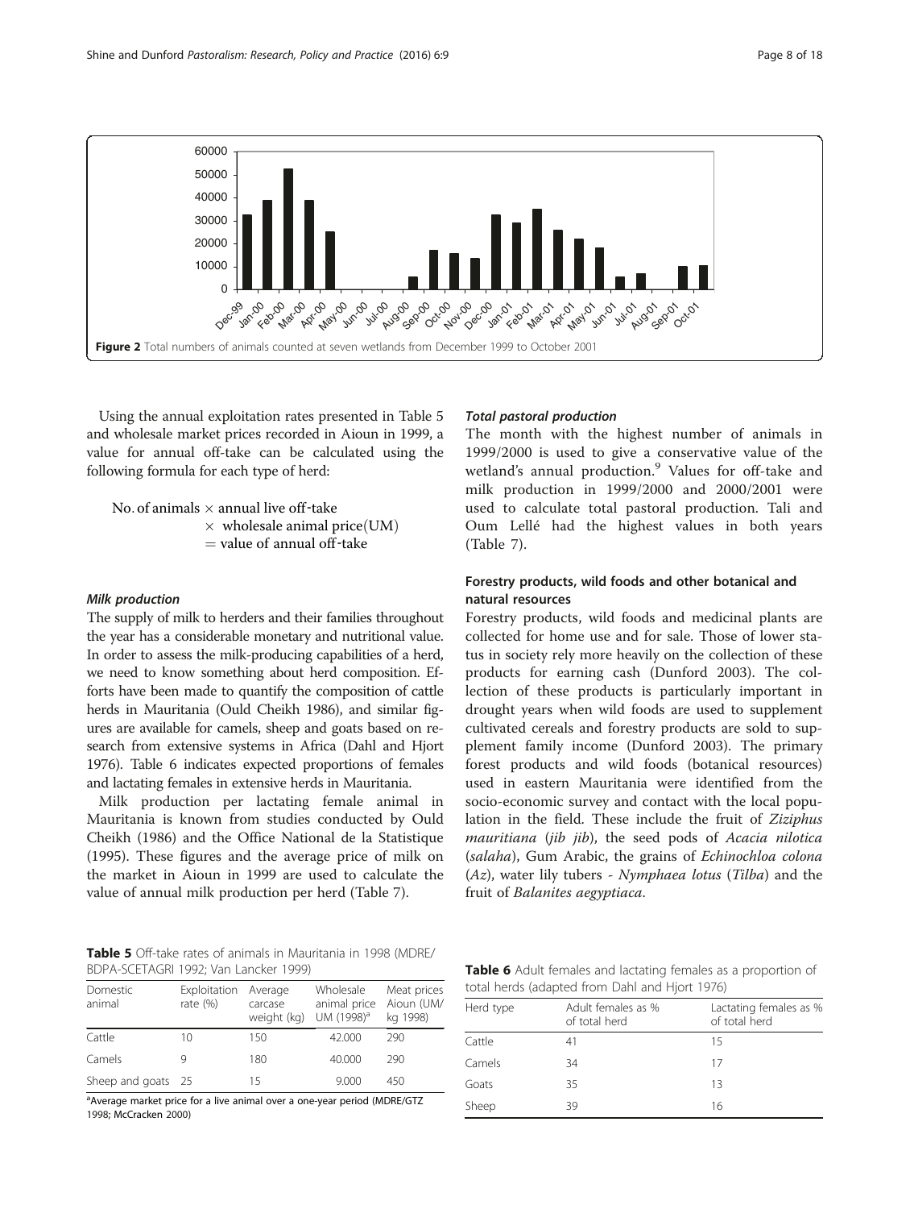Figure 2 Total numbers of animals counted at seven wetlands from December 1999 to October 2001

Using the annual exploitation rates presented in Table 5 and wholesale market prices recorded in Aioun in 1999, a value for annual off-take can be calculated using the following formula for each type of herd:

$$\text{No. of animals} \times \text{annual live off-take} \times \text{wholesale animal price(UM)} = \text{value of annual off-take}$$

#### Milk production

The supply of milk to herders and their families throughout the year has a considerable monetary and nutritional value. In order to assess the milk-producing capabilities of a herd, we need to know something about herd composition. Efforts have been made to quantify the composition of cattle herds in Mauritania (Ould Cheikh 1986), and similar figures are available for camels, sheep and goats based on research from extensive systems in Africa (Dahl and Hjort 1976). Table 6 indicates expected proportions of females and lactating females in extensive herds in Mauritania.

Milk production per lactating female animal in Mauritania is known from studies conducted by Ould Cheikh (1986) and the Office National de la Statistique (1995). These figures and the average price of milk on the market in Aioun in 1999 are used to calculate the value of annual milk production per herd (Table 7).

**Table 5** Off-take rates of animals in Mauritania in 1998 (MDRE/BDPA-SCETAGRI 1992; Van Lancker 1999)

| Domestic animal | Exploitation rate (%) | Average carcase weight (kg) | Wholesale animal price UM (1998)[a] | Meat prices Aioun (UM/kg 1998) |
| --- | --- | --- | --- | --- |
| Cattle | 10 | 150 | 42.000 | 290 |
| Camels | 9 | 180 | 40.000 | 290 |
| Sheep and goats | 25 | 15 | 9.000 | 450 |

[a]Average market price for a live animal over a one-year period (MDRE/GTZ 1998; McCracken 2000)

#### Total pastoral production

The month with the highest number of animals in 1999/2000 is used to give a conservative value of the wetland's annual production.[9] Values for off-take and milk production in 1999/2000 and 2000/2001 were used to calculate total pastoral production. Tali and Oum Lellé had the highest values in both years (Table 7).

### Forestry products, wild foods and other botanical and natural resources

Forestry products, wild foods and medicinal plants are collected for home use and for sale. Those of lower status in society rely more heavily on the collection of these products for earning cash (Dunford 2003). The collection of these products is particularly important in drought years when wild foods are used to supplement cultivated cereals and forestry products are sold to supplement family income (Dunford 2003). The primary forest products and wild foods (botanical resources) used in eastern Mauritania were identified from the socio-economic survey and contact with the local population in the field. These include the fruit of *Ziziphus mauritiana* (*jib jib*), the seed pods of *Acacia nilotica* (*salaha*), Gum Arabic, the grains of *Echinochloa colona* (*Az*), water lily tubers - *Nymphaea lotus* (*Tilba*) and the fruit of *Balanites aegyptiaca*.

**Table 6** Adult females and lactating females as a proportion of total herds (adapted from Dahl and Hjort 1976)

| Herd type | Adult females as % of total herd | Lactating females as % of total herd |
| --- | --- | --- |
| Cattle | 41 | 15 |
| Camels | 34 | 17 |
| Goats | 35 | 13 |
| Sheep | 39 | 16 |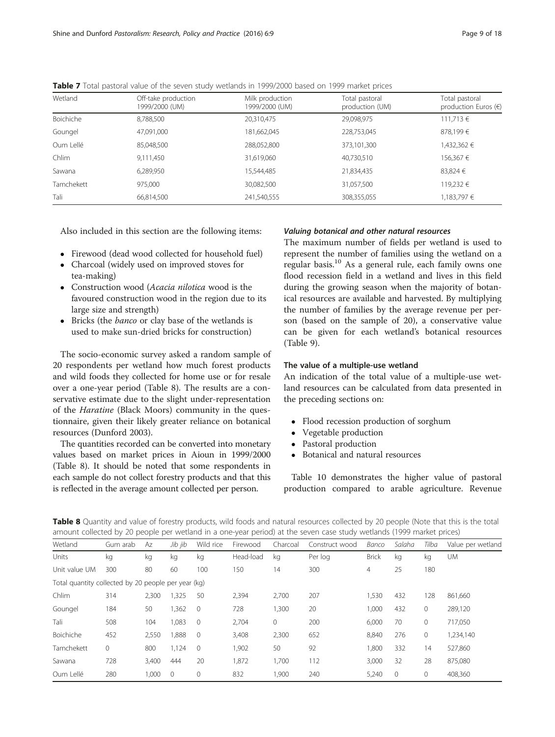**Table 7** Total pastoral value of the seven study wetlands in 1999/2000 based on 1999 market prices

| Wetland | Off-take production 1999/2000 (UM) | Milk production 1999/2000 (UM) | Total pastoral production (UM) | Total pastoral production Euros (€) |
|---|---|---|---|---|
| Boichiche | 8,788,500 | 20,310,475 | 29,098,975 | 111,713 € |
| Goungel | 47,091,000 | 181,662,045 | 228,753,045 | 878,199 € |
| Oum Lellé | 85,048,500 | 288,052,800 | 373,101,300 | 1,432,362 € |
| Chlim | 9,111,450 | 31,619,060 | 40,730,510 | 156,367 € |
| Sawana | 6,289,950 | 15,544,485 | 21,834,435 | 83,824 € |
| Tamchekett | 975,000 | 30,082,500 | 31,057,500 | 119,232 € |
| Tali | 66,814,500 | 241,540,555 | 308,355,055 | 1,183,797 € |

Also included in this section are the following items:

- Firewood (dead wood collected for household fuel)
- Charcoal (widely used on improved stoves for tea-making)
- Construction wood (*Acacia nilotica* wood is the favoured construction wood in the region due to its large size and strength)
- Bricks (the *banco* or clay base of the wetlands is used to make sun-dried bricks for construction)

The socio-economic survey asked a random sample of 20 respondents per wetland how much forest products and wild foods they collected for home use or for resale over a one-year period (Table 8). The results are a conservative estimate due to the slight under-representation of the *Haratine* (Black Moors) community in the questionnaire, given their likely greater reliance on botanical resources (Dunford 2003).

The quantities recorded can be converted into monetary values based on market prices in Aioun in 1999/2000 (Table 8). It should be noted that some respondents in each sample do not collect forestry products and that this is reflected in the average amount collected per person.

#### *Valuing botanical and other natural resources*

The maximum number of fields per wetland is used to represent the number of families using the wetland on a regular basis.[10] As a general rule, each family owns one flood recession field in a wetland and lives in this field during the growing season when the majority of botanical resources are available and harvested. By multiplying the number of families by the average revenue per person (based on the sample of 20), a conservative value can be given for each wetland's botanical resources (Table 9).

### The value of a multiple-use wetland

An indication of the total value of a multiple-use wetland resources can be calculated from data presented in the preceding sections on:

- Flood recession production of sorghum
- Vegetable production
- Pastoral production
- Botanical and natural resources

Table 10 demonstrates the higher value of pastoral production compared to arable agriculture. Revenue

**Table 8** Quantity and value of forestry products, wild foods and natural resources collected by 20 people (Note that this is the total amount collected by 20 people per wetland in a one-year period) at the seven case study wetlands (1999 market prices)

| Wetland | Gum arab | Az | *Jib jib* | Wild rice | Firewood | Charcoal | Construct wood | *Banco* | *Salaha* | *Tilba* | Value per wetland |
|---|---|---|---|---|---|---|---|---|---|---|---|
| Units | kg | kg | kg | kg | Head-load | kg | Per log | Brick | kg | kg | UM |
| Unit value UM | 300 | 80 | 60 | 100 | 150 | 14 | 300 | 4 | 25 | 180 | |
| Total quantity collected by 20 people per year (kg) | | | | | | | | | | | |
| Chlim | 314 | 2,300 | 1,325 | 50 | 2,394 | 2,700 | 207 | 1,530 | 432 | 128 | 861,660 |
| Goungel | 184 | 50 | 1,362 | 0 | 728 | 1,300 | 20 | 1,000 | 432 | 0 | 289,120 |
| Tali | 508 | 104 | 1,083 | 0 | 2,704 | 0 | 200 | 6,000 | 70 | 0 | 717,050 |
| Boichiche | 452 | 2,550 | 1,888 | 0 | 3,408 | 2,300 | 652 | 8,840 | 276 | 0 | 1,234,140 |
| Tamchekett | 0 | 800 | 1,124 | 0 | 1,902 | 50 | 92 | 1,800 | 332 | 14 | 527,860 |
| Sawana | 728 | 3,400 | 444 | 20 | 1,872 | 1,700 | 112 | 3,000 | 32 | 28 | 875,080 |
| Oum Lellé | 280 | 1,000 | 0 | 0 | 832 | 1,900 | 240 | 5,240 | 0 | 0 | 408,360 |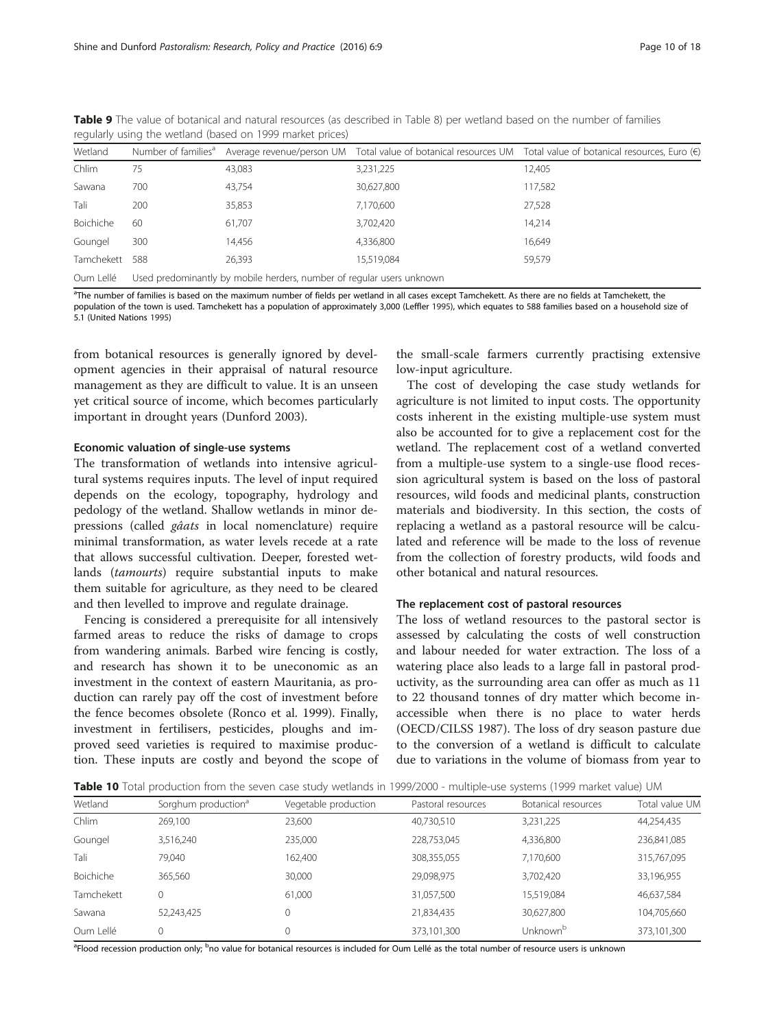**Table 9** The value of botanical and natural resources (as described in Table 8) per wetland based on the number of families regularly using the wetland (based on 1999 market prices)

| Wetland | Number of families[a] | Average revenue/person UM | Total value of botanical resources UM | Total value of botanical resources, Euro (€) |
|---|---|---|---|---|
| Chlim | 75 | 43,083 | 3,231,225 | 12,405 |
| Sawana | 700 | 43,754 | 30,627,800 | 117,582 |
| Tali | 200 | 35,853 | 7,170,600 | 27,528 |
| Boichiche | 60 | 61,707 | 3,702,420 | 14,214 |
| Goungel | 300 | 14,456 | 4,336,800 | 16,649 |
| Tamchekett | 588 | 26,393 | 15,519,084 | 59,579 |
| Oum Lellé | Used predominantly by mobile herders, number of regular users unknown | | | |

[a]The number of families is based on the maximum number of fields per wetland in all cases except Tamchekett. As there are no fields at Tamchekett, the population of the town is used. Tamchekett has a population of approximately 3,000 (Leffler 1995), which equates to 588 families based on a household size of 5.1 (United Nations 1995)

from botanical resources is generally ignored by development agencies in their appraisal of natural resource management as they are difficult to value. It is an unseen yet critical source of income, which becomes particularly important in drought years (Dunford 2003).

#### Economic valuation of single-use systems

The transformation of wetlands into intensive agricultural systems requires inputs. The level of input required depends on the ecology, topography, hydrology and pedology of the wetland. Shallow wetlands in minor depressions (called *gâats* in local nomenclature) require minimal transformation, as water levels recede at a rate that allows successful cultivation. Deeper, forested wetlands (*tamourts*) require substantial inputs to make them suitable for agriculture, as they need to be cleared and then levelled to improve and regulate drainage.

Fencing is considered a prerequisite for all intensively farmed areas to reduce the risks of damage to crops from wandering animals. Barbed wire fencing is costly, and research has shown it to be uneconomic as an investment in the context of eastern Mauritania, as production can rarely pay off the cost of investment before the fence becomes obsolete (Ronco et al. 1999). Finally, investment in fertilisers, pesticides, ploughs and improved seed varieties is required to maximise production. These inputs are costly and beyond the scope of the small-scale farmers currently practising extensive low-input agriculture.

The cost of developing the case study wetlands for agriculture is not limited to input costs. The opportunity costs inherent in the existing multiple-use system must also be accounted for to give a replacement cost for the wetland. The replacement cost of a wetland converted from a multiple-use system to a single-use flood recession agricultural system is based on the loss of pastoral resources, wild foods and medicinal plants, construction materials and biodiversity. In this section, the costs of replacing a wetland as a pastoral resource will be calculated and reference will be made to the loss of revenue from the collection of forestry products, wild foods and other botanical and natural resources.

#### The replacement cost of pastoral resources

The loss of wetland resources to the pastoral sector is assessed by calculating the costs of well construction and labour needed for water extraction. The loss of a watering place also leads to a large fall in pastoral productivity, as the surrounding area can offer as much as 11 to 22 thousand tonnes of dry matter which become inaccessible when there is no place to water herds (OECD/CILSS 1987). The loss of dry season pasture due to the conversion of a wetland is difficult to calculate due to variations in the volume of biomass from year to

**Table 10** Total production from the seven case study wetlands in 1999/2000 - multiple-use systems (1999 market value) UM

| Wetland | Sorghum production[a] | Vegetable production | Pastoral resources | Botanical resources | Total value UM |
|---|---|---|---|---|---|
| Chlim | 269,100 | 23,600 | 40,730,510 | 3,231,225 | 44,254,435 |
| Goungel | 3,516,240 | 235,000 | 228,753,045 | 4,336,800 | 236,841,085 |
| Tali | 79,040 | 162,400 | 308,355,055 | 7,170,600 | 315,767,095 |
| Boichiche | 365,560 | 30,000 | 29,098,975 | 3,702,420 | 33,196,955 |
| Tamchekett | 0 | 61,000 | 31,057,500 | 15,519,084 | 46,637,584 |
| Sawana | 52,243,425 | 0 | 21,834,435 | 30,627,800 | 104,705,660 |
| Oum Lellé | 0 | 0 | 373,101,300 | Unknown[b] | 373,101,300 |

[a]Flood recession production only; [b]no value for botanical resources is included for Oum Lellé as the total number of resource users is unknown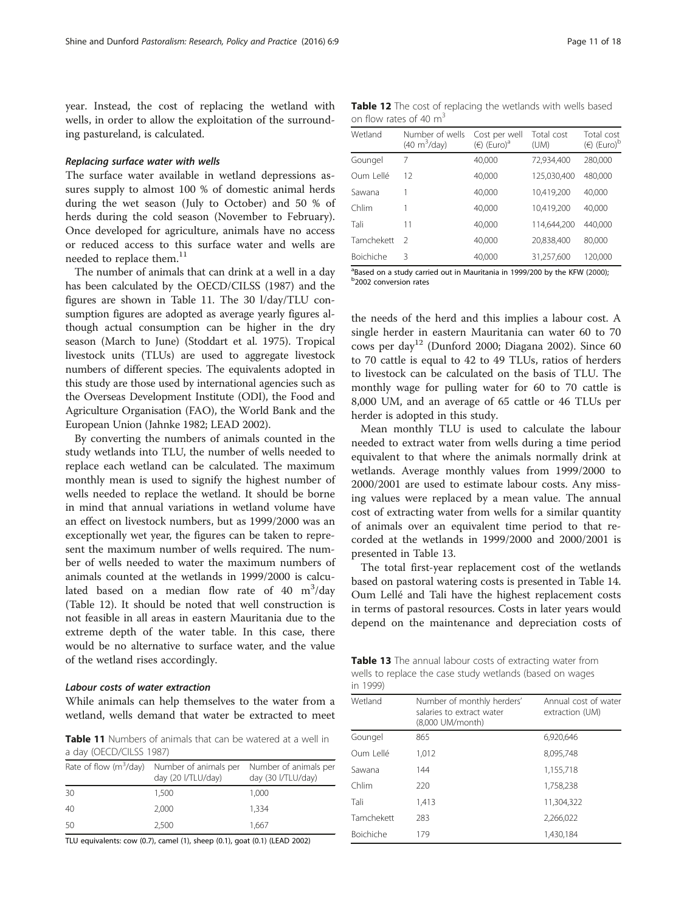year. Instead, the cost of replacing the wetland with wells, in order to allow the exploitation of the surrounding pastureland, is calculated.

#### *Replacing surface water with wells*

The surface water available in wetland depressions assures supply to almost 100 % of domestic animal herds during the wet season (July to October) and 50 % of herds during the cold season (November to February). Once developed for agriculture, animals have no access or reduced access to this surface water and wells are needed to replace them.[11]

The number of animals that can drink at a well in a day has been calculated by the OECD/CILSS (1987) and the figures are shown in Table 11. The 30 l/day/TLU consumption figures are adopted as average yearly figures although actual consumption can be higher in the dry season (March to June) (Stoddart et al. 1975). Tropical livestock units (TLUs) are used to aggregate livestock numbers of different species. The equivalents adopted in this study are those used by international agencies such as the Overseas Development Institute (ODI), the Food and Agriculture Organisation (FAO), the World Bank and the European Union (Jahnke 1982; LEAD 2002).

By converting the numbers of animals counted in the study wetlands into TLU, the number of wells needed to replace each wetland can be calculated. The maximum monthly mean is used to signify the highest number of wells needed to replace the wetland. It should be borne in mind that annual variations in wetland volume have an effect on livestock numbers, but as 1999/2000 was an exceptionally wet year, the figures can be taken to represent the maximum number of wells required. The number of wells needed to water the maximum numbers of animals counted at the wetlands in 1999/2000 is calculated based on a median flow rate of 40 $m^3$/day (Table 12). It should be noted that well construction is not feasible in all areas in eastern Mauritania due to the extreme depth of the water table. In this case, there would be no alternative to surface water, and the value of the wetland rises accordingly.

#### *Labour costs of water extraction*

While animals can help themselves to the water from a wetland, wells demand that water be extracted to meet the needs of the herd and this implies a labour cost. A single herder in eastern Mauritania can water 60 to 70 cows per day[12] (Dunford 2000; Diagana 2002). Since 60 to 70 cattle is equal to 42 to 49 TLUs, ratios of herders to livestock can be calculated on the basis of TLU. The monthly wage for pulling water for 60 to 70 cattle is 8,000 UM, and an average of 65 cattle or 46 TLUs per herder is adopted in this study.

Mean monthly TLU is used to calculate the labour needed to extract water from wells during a time period equivalent to that where the animals normally drink at wetlands. Average monthly values from 1999/2000 to 2000/2001 are used to estimate labour costs. Any missing values were replaced by a mean value. The annual cost of extracting water from wells for a similar quantity of animals over an equivalent time period to that recorded at the wetlands in 1999/2000 and 2000/2001 is presented in Table 13.

The total first-year replacement cost of the wetlands based on pastoral watering costs is presented in Table 14. Oum Lellé and Tali have the highest replacement costs in terms of pastoral resources. Costs in later years would depend on the maintenance and depreciation costs of

**Table 11** Numbers of animals that can be watered at a well in a day (OECD/CILSS 1987)

| Rate of flow ($m^3$/day) | Number of animals per day (20 l/TLU/day) | Number of animals per day (30 l/TLU/day) |
|---|---|---|
| 30 | 1,500 | 1,000 |
| 40 | 2,000 | 1,334 |
| 50 | 2,500 | 1,667 |

TLU equivalents: cow (0.7), camel (1), sheep (0.1), goat (0.1) (LEAD 2002)

**Table 12** The cost of replacing the wetlands with wells based on flow rates of 40 $m^3$

| Wetland | Number of wells (40 $m^3$/day) | Cost per well (€) (Euro)[a] | Total cost (UM) | Total cost (€) (Euro)[b] |
|---|---|---|---|---|
| Goungel | 7 | 40,000 | 72,934,400 | 280,000 |
| Oum Lellé | 12 | 40,000 | 125,030,400 | 480,000 |
| Sawana | 1 | 40,000 | 10,419,200 | 40,000 |
| Chlim | 1 | 40,000 | 10,419,200 | 40,000 |
| Tali | 11 | 40,000 | 114,644,200 | 440,000 |
| Tamchekett | 2 | 40,000 | 20,838,400 | 80,000 |
| Boichiche | 3 | 40,000 | 31,257,600 | 120,000 |

[a]Based on a study carried out in Mauritania in 1999/200 by the KFW (2000); [b]2002 conversion rates

**Table 13** The annual labour costs of extracting water from wells to replace the case study wetlands (based on wages in 1999)

| Wetland | Number of monthly herders' salaries to extract water (8,000 UM/month) | Annual cost of water extraction (UM) |
|---|---|---|
| Goungel | 865 | 6,920,646 |
| Oum Lellé | 1,012 | 8,095,748 |
| Sawana | 144 | 1,155,718 |
| Chlim | 220 | 1,758,238 |
| Tali | 1,413 | 11,304,322 |
| Tamchekett | 283 | 2,266,022 |
| Boichiche | 179 | 1,430,184 |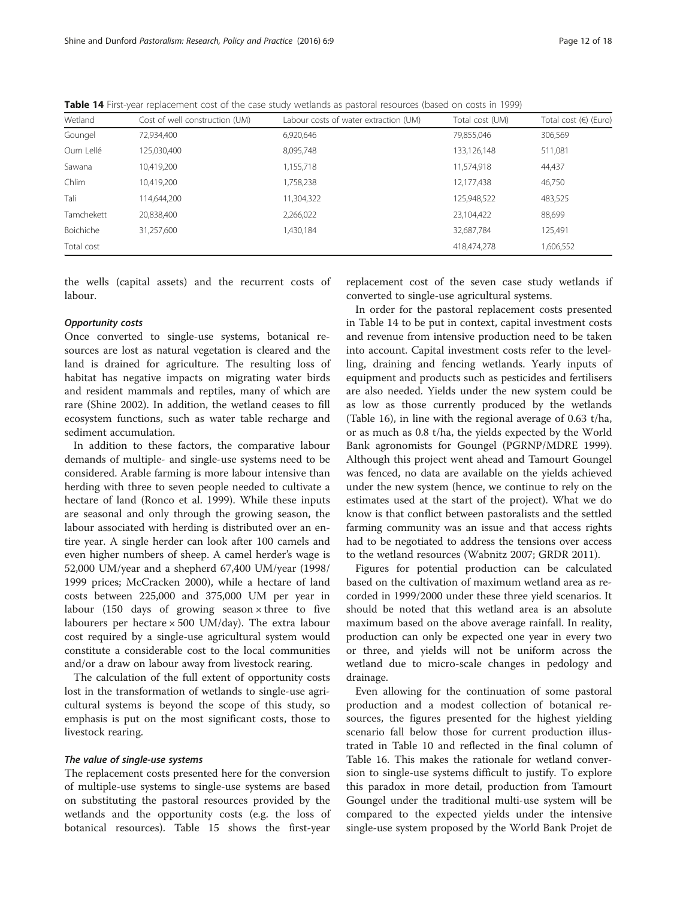**Table 14** First-year replacement cost of the case study wetlands as pastoral resources (based on costs in 1999)

| Wetland | Cost of well construction (UM) | Labour costs of water extraction (UM) | Total cost (UM) | Total cost (€) (Euro) |
|---|---|---|---|---|
| Goungel | 72,934,400 | 6,920,646 | 79,855,046 | 306,569 |
| Oum Lellé | 125,030,400 | 8,095,748 | 133,126,148 | 511,081 |
| Sawana | 10,419,200 | 1,155,718 | 11,574,918 | 44,437 |
| Chlim | 10,419,200 | 1,758,238 | 12,177,438 | 46,750 |
| Tali | 114,644,200 | 11,304,322 | 125,948,522 | 483,525 |
| Tamchekett | 20,838,400 | 2,266,022 | 23,104,422 | 88,699 |
| Boichiche | 31,257,600 | 1,430,184 | 32,687,784 | 125,491 |
| Total cost | | | 418,474,278 | 1,606,552 |

the wells (capital assets) and the recurrent costs of labour.

#### *Opportunity costs*

Once converted to single-use systems, botanical resources are lost as natural vegetation is cleared and the land is drained for agriculture. The resulting loss of habitat has negative impacts on migrating water birds and resident mammals and reptiles, many of which are rare (Shine 2002). In addition, the wetland ceases to fill ecosystem functions, such as water table recharge and sediment accumulation.

In addition to these factors, the comparative labour demands of multiple- and single-use systems need to be considered. Arable farming is more labour intensive than herding with three to seven people needed to cultivate a hectare of land (Ronco et al. 1999). While these inputs are seasonal and only through the growing season, the labour associated with herding is distributed over an entire year. A single herder can look after 100 camels and even higher numbers of sheep. A camel herder's wage is 52,000 UM/year and a shepherd 67,400 UM/year (1998/1999 prices; McCracken 2000), while a hectare of land costs between 225,000 and 375,000 UM per year in labour (150 days of growing season × three to five labourers per hectare × 500 UM/day). The extra labour cost required by a single-use agricultural system would constitute a considerable cost to the local communities and/or a draw on labour away from livestock rearing.

The calculation of the full extent of opportunity costs lost in the transformation of wetlands to single-use agricultural systems is beyond the scope of this study, so emphasis is put on the most significant costs, those to livestock rearing.

#### *The value of single-use systems*

The replacement costs presented here for the conversion of multiple-use systems to single-use systems are based on substituting the pastoral resources provided by the wetlands and the opportunity costs (e.g. the loss of botanical resources). Table 15 shows the first-year replacement cost of the seven case study wetlands if converted to single-use agricultural systems.

In order for the pastoral replacement costs presented in Table 14 to be put in context, capital investment costs and revenue from intensive production need to be taken into account. Capital investment costs refer to the levelling, draining and fencing wetlands. Yearly inputs of equipment and products such as pesticides and fertilisers are also needed. Yields under the new system could be as low as those currently produced by the wetlands (Table 16), in line with the regional average of 0.63 t/ha, or as much as 0.8 t/ha, the yields expected by the World Bank agronomists for Goungel (PGRNP/MDRE 1999). Although this project went ahead and Tamourt Goungel was fenced, no data are available on the yields achieved under the new system (hence, we continue to rely on the estimates used at the start of the project). What we do know is that conflict between pastoralists and the settled farming community was an issue and that access rights had to be negotiated to address the tensions over access to the wetland resources (Wabnitz 2007; GRDR 2011).

Figures for potential production can be calculated based on the cultivation of maximum wetland area as recorded in 1999/2000 under these three yield scenarios. It should be noted that this wetland area is an absolute maximum based on the above average rainfall. In reality, production can only be expected one year in every two or three, and yields will not be uniform across the wetland due to micro-scale changes in pedology and drainage.

Even allowing for the continuation of some pastoral production and a modest collection of botanical resources, the figures presented for the highest yielding scenario fall below those for current production illustrated in Table 10 and reflected in the final column of Table 16. This makes the rationale for wetland conversion to single-use systems difficult to justify. To explore this paradox in more detail, production from Tamourt Goungel under the traditional multi-use system will be compared to the expected yields under the intensive single-use system proposed by the World Bank Projet de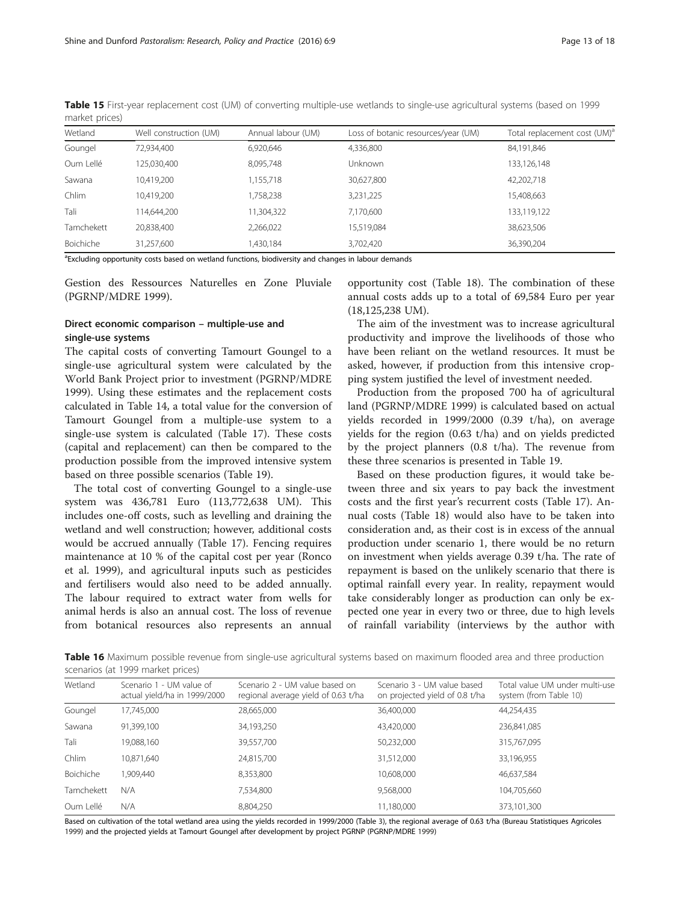**Table 15** First-year replacement cost (UM) of converting multiple-use wetlands to single-use agricultural systems (based on 1999 market prices)

| Wetland | Well construction (UM) | Annual labour (UM) | Loss of botanic resources/year (UM) | Total replacement cost (UM)[a] |
|---|---|---|---|---|
| Goungel | 72,934,400 | 6,920,646 | 4,336,800 | 84,191,846 |
| Oum Lellé | 125,030,400 | 8,095,748 | Unknown | 133,126,148 |
| Sawana | 10,419,200 | 1,155,718 | 30,627,800 | 42,202,718 |
| Chlim | 10,419,200 | 1,758,238 | 3,231,225 | 15,408,663 |
| Tali | 114,644,200 | 11,304,322 | 7,170,600 | 133,119,122 |
| Tamchekett | 20,838,400 | 2,266,022 | 15,519,084 | 38,623,506 |
| Boichiche | 31,257,600 | 1,430,184 | 3,702,420 | 36,390,204 |

[a]Excluding opportunity costs based on wetland functions, biodiversity and changes in labour demands

Gestion des Ressources Naturelles en Zone Pluviale (PGRNP/MDRE 1999).

### Direct economic comparison – multiple-use and single-use systems

The capital costs of converting Tamourt Goungel to a single-use agricultural system were calculated by the World Bank Project prior to investment (PGRNP/MDRE 1999). Using these estimates and the replacement costs calculated in Table 14, a total value for the conversion of Tamourt Goungel from a multiple-use system to a single-use system is calculated (Table 17). These costs (capital and replacement) can then be compared to the production possible from the improved intensive system based on three possible scenarios (Table 19).

The total cost of converting Goungel to a single-use system was 436,781 Euro (113,772,638 UM). This includes one-off costs, such as levelling and draining the wetland and well construction; however, additional costs would be accrued annually (Table 17). Fencing requires maintenance at 10 % of the capital cost per year (Ronco et al. 1999), and agricultural inputs such as pesticides and fertilisers would also need to be added annually. The labour required to extract water from wells for animal herds is also an annual cost. The loss of revenue from botanical resources also represents an annual opportunity cost (Table 18). The combination of these annual costs adds up to a total of 69,584 Euro per year (18,125,238 UM).

The aim of the investment was to increase agricultural productivity and improve the livelihoods of those who have been reliant on the wetland resources. It must be asked, however, if production from this intensive cropping system justified the level of investment needed.

Production from the proposed 700 ha of agricultural land (PGRNP/MDRE 1999) is calculated based on actual yields recorded in 1999/2000 (0.39 t/ha), on average yields for the region (0.63 t/ha) and on yields predicted by the project planners (0.8 t/ha). The revenue from these three scenarios is presented in Table 19.

Based on these production figures, it would take between three and six years to pay back the investment costs and the first year's recurrent costs (Table 17). Annual costs (Table 18) would also have to be taken into consideration and, as their cost is in excess of the annual production under scenario 1, there would be no return on investment when yields average 0.39 t/ha. The rate of repayment is based on the unlikely scenario that there is optimal rainfall every year. In reality, repayment would take considerably longer as production can only be expected one year in every two or three, due to high levels of rainfall variability (interviews by the author with

**Table 16** Maximum possible revenue from single-use agricultural systems based on maximum flooded area and three production scenarios (at 1999 market prices)

| Wetland | Scenario 1 - UM value of actual yield/ha in 1999/2000 | Scenario 2 - UM value based on regional average yield of 0.63 t/ha | Scenario 3 - UM value based on projected yield of 0.8 t/ha | Total value UM under multi-use system (from Table 10) |
|---|---|---|---|---|
| Goungel | 17,745,000 | 28,665,000 | 36,400,000 | 44,254,435 |
| Sawana | 91,399,100 | 34,193,250 | 43,420,000 | 236,841,085 |
| Tali | 19,088,160 | 39,557,700 | 50,232,000 | 315,767,095 |
| Chlim | 10,871,640 | 24,815,700 | 31,512,000 | 33,196,955 |
| Boichiche | 1,909,440 | 8,353,800 | 10,608,000 | 46,637,584 |
| Tamchekett | N/A | 7,534,800 | 9,568,000 | 104,705,660 |
| Oum Lellé | N/A | 8,804,250 | 11,180,000 | 373,101,300 |

Based on cultivation of the total wetland area using the yields recorded in 1999/2000 (Table 3), the regional average of 0.63 t/ha (Bureau Statistiques Agricoles 1999) and the projected yields at Tamourt Goungel after development by project PGRNP (PGRNP/MDRE 1999)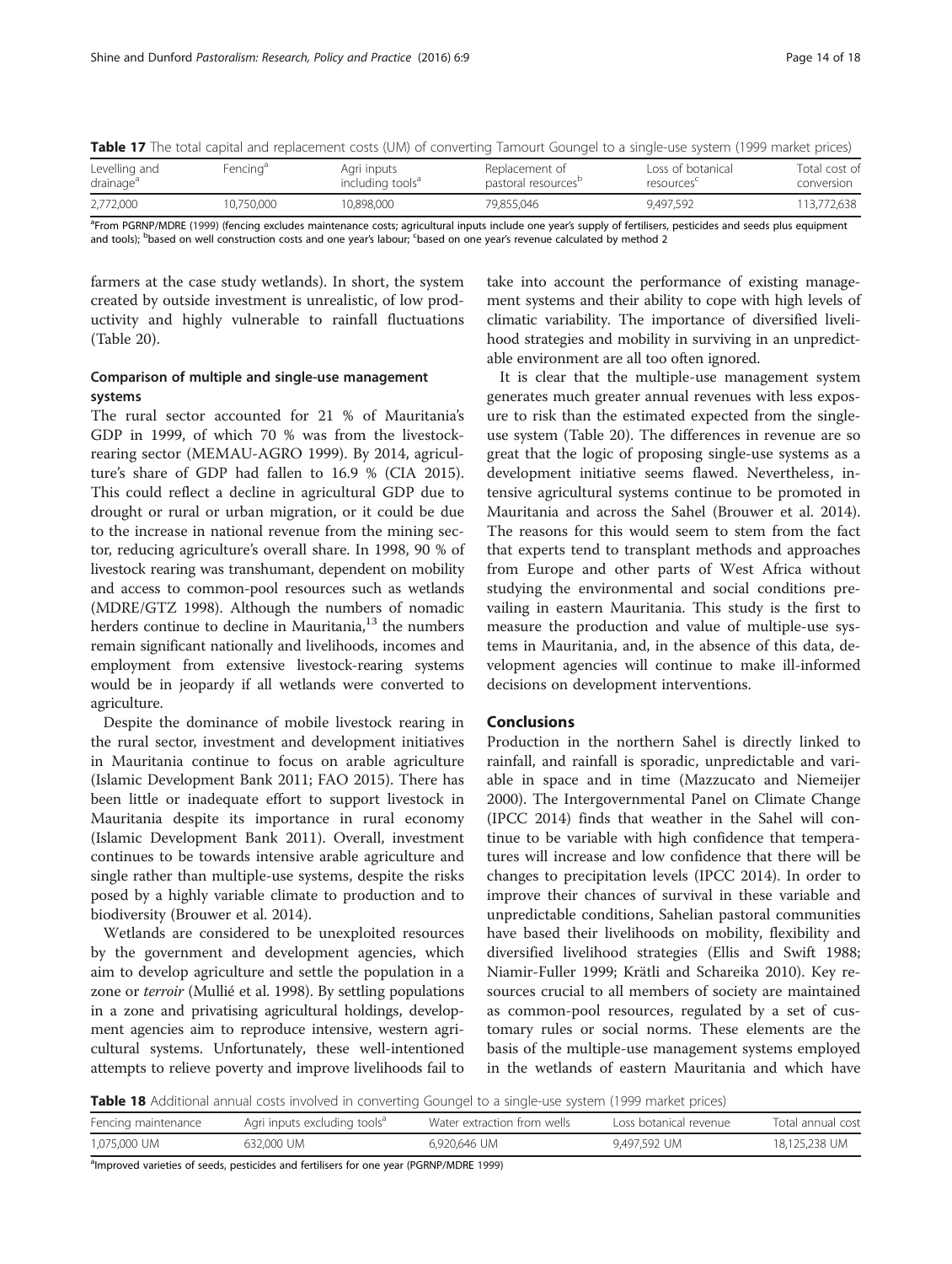**Table 17** The total capital and replacement costs (UM) of converting Tamourt Goungel to a single-use system (1999 market prices)

| Levelling and drainage[a] | Fencing[a] | Agri inputs including tools[a] | Replacement of pastoral resources[b] | Loss of botanical resources[c] | Total cost of conversion |
|---|---|---|---|---|---|
| 2,772,000 | 10,750,000 | 10,898,000 | 79,855,046 | 9,497,592 | 113,772,638 |

[a]From PGRNP/MDRE (1999) (fencing excludes maintenance costs; agricultural inputs include one year's supply of fertilisers, pesticides and seeds plus equipment and tools); [b]based on well construction costs and one year's labour; [c]based on one year's revenue calculated by method 2

farmers at the case study wetlands). In short, the system created by outside investment is unrealistic, of low productivity and highly vulnerable to rainfall fluctuations (Table 20).

### Comparison of multiple and single-use management systems

The rural sector accounted for 21 % of Mauritania's GDP in 1999, of which 70 % was from the livestock-rearing sector (MEMAU-AGRO 1999). By 2014, agriculture's share of GDP had fallen to 16.9 % (CIA 2015). This could reflect a decline in agricultural GDP due to drought or rural or urban migration, or it could be due to the increase in national revenue from the mining sector, reducing agriculture's overall share. In 1998, 90 % of livestock rearing was transhumant, dependent on mobility and access to common-pool resources such as wetlands (MDRE/GTZ 1998). Although the numbers of nomadic herders continue to decline in Mauritania,[13] the numbers remain significant nationally and livelihoods, incomes and employment from extensive livestock-rearing systems would be in jeopardy if all wetlands were converted to agriculture.

Despite the dominance of mobile livestock rearing in the rural sector, investment and development initiatives in Mauritania continue to focus on arable agriculture (Islamic Development Bank 2011; FAO 2015). There has been little or inadequate effort to support livestock in Mauritania despite its importance in rural economy (Islamic Development Bank 2011). Overall, investment continues to be towards intensive arable agriculture and single rather than multiple-use systems, despite the risks posed by a highly variable climate to production and to biodiversity (Brouwer et al. 2014).

Wetlands are considered to be unexploited resources by the government and development agencies, which aim to develop agriculture and settle the population in a zone or *terroir* (Mullié et al. 1998). By settling populations in a zone and privatising agricultural holdings, development agencies aim to reproduce intensive, western agricultural systems. Unfortunately, these well-intentioned attempts to relieve poverty and improve livelihoods fail to take into account the performance of existing management systems and their ability to cope with high levels of climatic variability. The importance of diversified livelihood strategies and mobility in surviving in an unpredictable environment are all too often ignored.

It is clear that the multiple-use management system generates much greater annual revenues with less exposure to risk than the estimated expected from the single-use system (Table 20). The differences in revenue are so great that the logic of proposing single-use systems as a development initiative seems flawed. Nevertheless, intensive agricultural systems continue to be promoted in Mauritania and across the Sahel (Brouwer et al. 2014). The reasons for this would seem to stem from the fact that experts tend to transplant methods and approaches from Europe and other parts of West Africa without studying the environmental and social conditions prevailing in eastern Mauritania. This study is the first to measure the production and value of multiple-use systems in Mauritania, and, in the absence of this data, development agencies will continue to make ill-informed decisions on development interventions.

## Conclusions

Production in the northern Sahel is directly linked to rainfall, and rainfall is sporadic, unpredictable and variable in space and in time (Mazzucato and Niemeijer 2000). The Intergovernmental Panel on Climate Change (IPCC 2014) finds that weather in the Sahel will continue to be variable with high confidence that temperatures will increase and low confidence that there will be changes to precipitation levels (IPCC 2014). In order to improve their chances of survival in these variable and unpredictable conditions, Sahelian pastoral communities have based their livelihoods on mobility, flexibility and diversified livelihood strategies (Ellis and Swift 1988; Niamir-Fuller 1999; Krätli and Schareika 2010). Key resources crucial to all members of society are maintained as common-pool resources, regulated by a set of customary rules or social norms. These elements are the basis of the multiple-use management systems employed in the wetlands of eastern Mauritania and which have

**Table 18** Additional annual costs involved in converting Goungel to a single-use system (1999 market prices)

| Fencing maintenance | Agri inputs excluding tools[a] | Water extraction from wells | Loss botanical revenue | Total annual cost |
|---|---|---|---|---|
| 1,075,000 UM | 632,000 UM | 6,920,646 UM | 9,497,592 UM | 18,125,238 UM |

[a]Improved varieties of seeds, pesticides and fertilisers for one year (PGRNP/MDRE 1999)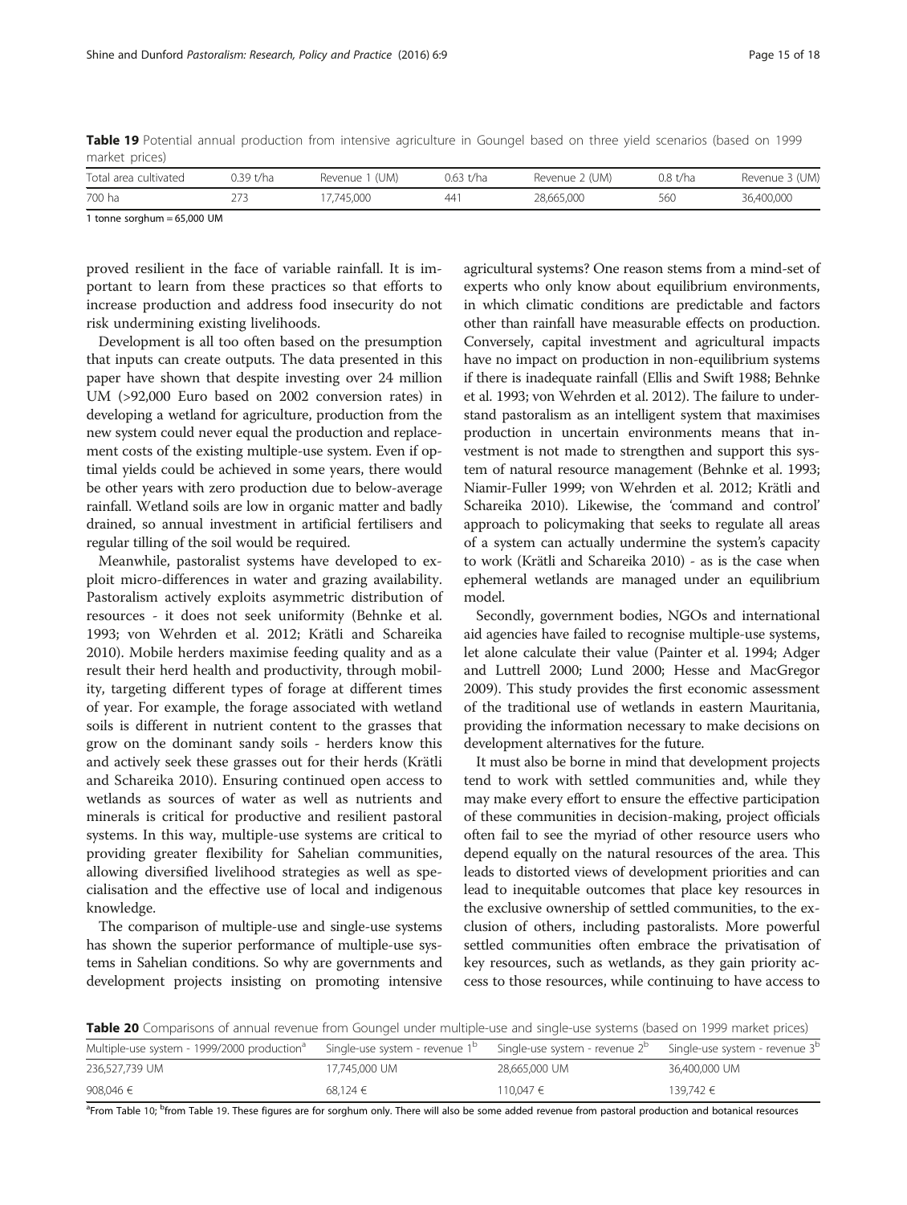**Table 19** Potential annual production from intensive agriculture in Goungel based on three yield scenarios (based on 1999 market prices)

| Total area cultivated | 0.39 t/ha | Revenue 1 (UM) | 0.63 t/ha | Revenue 2 (UM) | 0.8 t/ha | Revenue 3 (UM) |
|---|---|---|---|---|---|---|
| 700 ha | 273 | 17,745,000 | 441 | 28,665,000 | 560 | 36,400,000 |

1 tonne sorghum = 65,000 UM

proved resilient in the face of variable rainfall. It is important to learn from these practices so that efforts to increase production and address food insecurity do not risk undermining existing livelihoods.

Development is all too often based on the presumption that inputs can create outputs. The data presented in this paper have shown that despite investing over 24 million UM (>92,000 Euro based on 2002 conversion rates) in developing a wetland for agriculture, production from the new system could never equal the production and replacement costs of the existing multiple-use system. Even if optimal yields could be achieved in some years, there would be other years with zero production due to below-average rainfall. Wetland soils are low in organic matter and badly drained, so annual investment in artificial fertilisers and regular tilling of the soil would be required.

Meanwhile, pastoralist systems have developed to exploit micro-differences in water and grazing availability. Pastoralism actively exploits asymmetric distribution of resources - it does not seek uniformity (Behnke et al. 1993; von Wehrden et al. 2012; Krätli and Schareika 2010). Mobile herders maximise feeding quality and as a result their herd health and productivity, through mobility, targeting different types of forage at different times of year. For example, the forage associated with wetland soils is different in nutrient content to the grasses that grow on the dominant sandy soils - herders know this and actively seek these grasses out for their herds (Krätli and Schareika 2010). Ensuring continued open access to wetlands as sources of water as well as nutrients and minerals is critical for productive and resilient pastoral systems. In this way, multiple-use systems are critical to providing greater flexibility for Sahelian communities, allowing diversified livelihood strategies as well as specialisation and the effective use of local and indigenous knowledge.

The comparison of multiple-use and single-use systems has shown the superior performance of multiple-use systems in Sahelian conditions. So why are governments and development projects insisting on promoting intensive agricultural systems? One reason stems from a mind-set of experts who only know about equilibrium environments, in which climatic conditions are predictable and factors other than rainfall have measurable effects on production. Conversely, capital investment and agricultural impacts have no impact on production in non-equilibrium systems if there is inadequate rainfall (Ellis and Swift 1988; Behnke et al. 1993; von Wehrden et al. 2012). The failure to understand pastoralism as an intelligent system that maximises production in uncertain environments means that investment is not made to strengthen and support this system of natural resource management (Behnke et al. 1993; Niamir-Fuller 1999; von Wehrden et al. 2012; Krätli and Schareika 2010). Likewise, the 'command and control' approach to policymaking that seeks to regulate all areas of a system can actually undermine the system's capacity to work (Krätli and Schareika 2010) - as is the case when ephemeral wetlands are managed under an equilibrium model.

Secondly, government bodies, NGOs and international aid agencies have failed to recognise multiple-use systems, let alone calculate their value (Painter et al. 1994; Adger and Luttrell 2000; Lund 2000; Hesse and MacGregor 2009). This study provides the first economic assessment of the traditional use of wetlands in eastern Mauritania, providing the information necessary to make decisions on development alternatives for the future.

It must also be borne in mind that development projects tend to work with settled communities and, while they may make every effort to ensure the effective participation of these communities in decision-making, project officials often fail to see the myriad of other resource users who depend equally on the natural resources of the area. This leads to distorted views of development priorities and can lead to inequitable outcomes that place key resources in the exclusive ownership of settled communities, to the exclusion of others, including pastoralists. More powerful settled communities often embrace the privatisation of key resources, such as wetlands, as they gain priority access to those resources, while continuing to have access to

**Table 20** Comparisons of annual revenue from Goungel under multiple-use and single-use systems (based on 1999 market prices)

| Multiple-use system - 1999/2000 production[a] | Single-use system - revenue 1[b] | Single-use system - revenue 2[b] | Single-use system - revenue 3[b] |
|---|---|---|---|
| 236,527,739 UM | 17,745,000 UM | 28,665,000 UM | 36,400,000 UM |
| 908,046 € | 68,124 € | 110,047 € | 139,742 € |

[a]From Table 10; [b]from Table 19. These figures are for sorghum only. There will also be some added revenue from pastoral production and botanical resources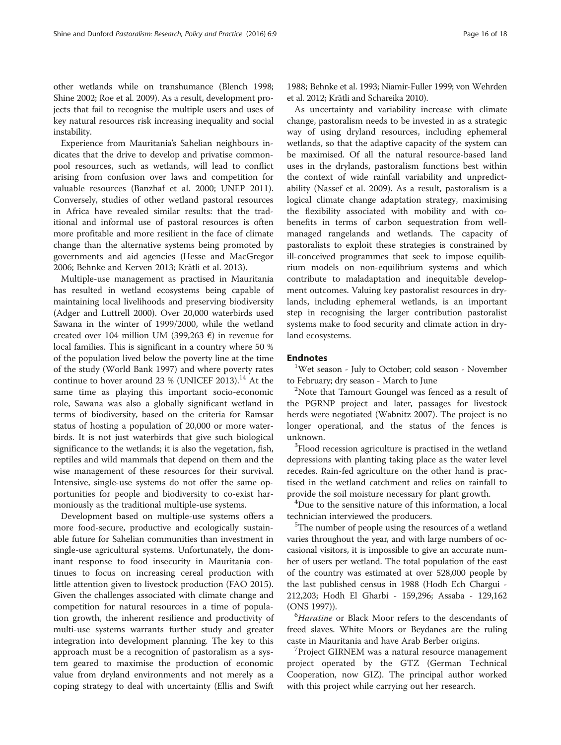other wetlands while on transhumance (Blench 1998; Shine 2002; Roe et al. 2009). As a result, development projects that fail to recognise the multiple users and uses of key natural resources risk increasing inequality and social instability.

Experience from Mauritania's Sahelian neighbours indicates that the drive to develop and privatise common-pool resources, such as wetlands, will lead to conflict arising from confusion over laws and competition for valuable resources (Banzhaf et al. 2000; UNEP 2011). Conversely, studies of other wetland pastoral resources in Africa have revealed similar results: that the traditional and informal use of pastoral resources is often more profitable and more resilient in the face of climate change than the alternative systems being promoted by governments and aid agencies (Hesse and MacGregor 2006; Behnke and Kerven 2013; Krätli et al. 2013).

Multiple-use management as practised in Mauritania has resulted in wetland ecosystems being capable of maintaining local livelihoods and preserving biodiversity (Adger and Luttrell 2000). Over 20,000 waterbirds used Sawana in the winter of 1999/2000, while the wetland created over 104 million UM (399,263 €) in revenue for local families. This is significant in a country where 50 % of the population lived below the poverty line at the time of the study (World Bank 1997) and where poverty rates continue to hover around 23 % (UNICEF 2013).[14] At the same time as playing this important socio-economic role, Sawana was also a globally significant wetland in terms of biodiversity, based on the criteria for Ramsar status of hosting a population of 20,000 or more waterbirds. It is not just waterbirds that give such biological significance to the wetlands; it is also the vegetation, fish, reptiles and wild mammals that depend on them and the wise management of these resources for their survival. Intensive, single-use systems do not offer the same opportunities for people and biodiversity to co-exist harmoniously as the traditional multiple-use systems.

Development based on multiple-use systems offers a more food-secure, productive and ecologically sustainable future for Sahelian communities than investment in single-use agricultural systems. Unfortunately, the dominant response to food insecurity in Mauritania continues to focus on increasing cereal production with little attention given to livestock production (FAO 2015). Given the challenges associated with climate change and competition for natural resources in a time of population growth, the inherent resilience and productivity of multi-use systems warrants further study and greater integration into development planning. The key to this approach must be a recognition of pastoralism as a system geared to maximise the production of economic value from dryland environments and not merely as a coping strategy to deal with uncertainty (Ellis and Swift 1988; Behnke et al. 1993; Niamir-Fuller 1999; von Wehrden et al. 2012; Krätli and Schareika 2010).

As uncertainty and variability increase with climate change, pastoralism needs to be invested in as a strategic way of using dryland resources, including ephemeral wetlands, so that the adaptive capacity of the system can be maximised. Of all the natural resource-based land uses in the drylands, pastoralism functions best within the context of wide rainfall variability and unpredictability (Nassef et al. 2009). As a result, pastoralism is a logical climate change adaptation strategy, maximising the flexibility associated with mobility and with co-benefits in terms of carbon sequestration from well-managed rangelands and wetlands. The capacity of pastoralists to exploit these strategies is constrained by ill-conceived programmes that seek to impose equilibrium models on non-equilibrium systems and which contribute to maladaptation and inequitable development outcomes. Valuing key pastoralist resources in drylands, including ephemeral wetlands, is an important step in recognising the larger contribution pastoralist systems make to food security and climate action in dryland ecosystems.

## Endnotes

[1]Wet season - July to October; cold season - November to February; dry season - March to June

[2]Note that Tamourt Goungel was fenced as a result of the PGRNP project and later, passages for livestock herds were negotiated (Wabnitz 2007). The project is no longer operational, and the status of the fences is unknown.

[3]Flood recession agriculture is practised in the wetland depressions with planting taking place as the water level recedes. Rain-fed agriculture on the other hand is practised in the wetland catchment and relies on rainfall to provide the soil moisture necessary for plant growth.

[4]Due to the sensitive nature of this information, a local technician interviewed the producers.

[5]The number of people using the resources of a wetland varies throughout the year, and with large numbers of occasional visitors, it is impossible to give an accurate number of users per wetland. The total population of the east of the country was estimated at over 528,000 people by the last published census in 1988 (Hodh Ech Chargui - 212,203; Hodh El Gharbi - 159,296; Assaba - 129,162 (ONS 1997)).

[6]*Haratine* or Black Moor refers to the descendants of freed slaves. White Moors or Beydanes are the ruling caste in Mauritania and have Arab Berber origins.

[7]Project GIRNEM was a natural resource management project operated by the GTZ (German Technical Cooperation, now GIZ). The principal author worked with this project while carrying out her research.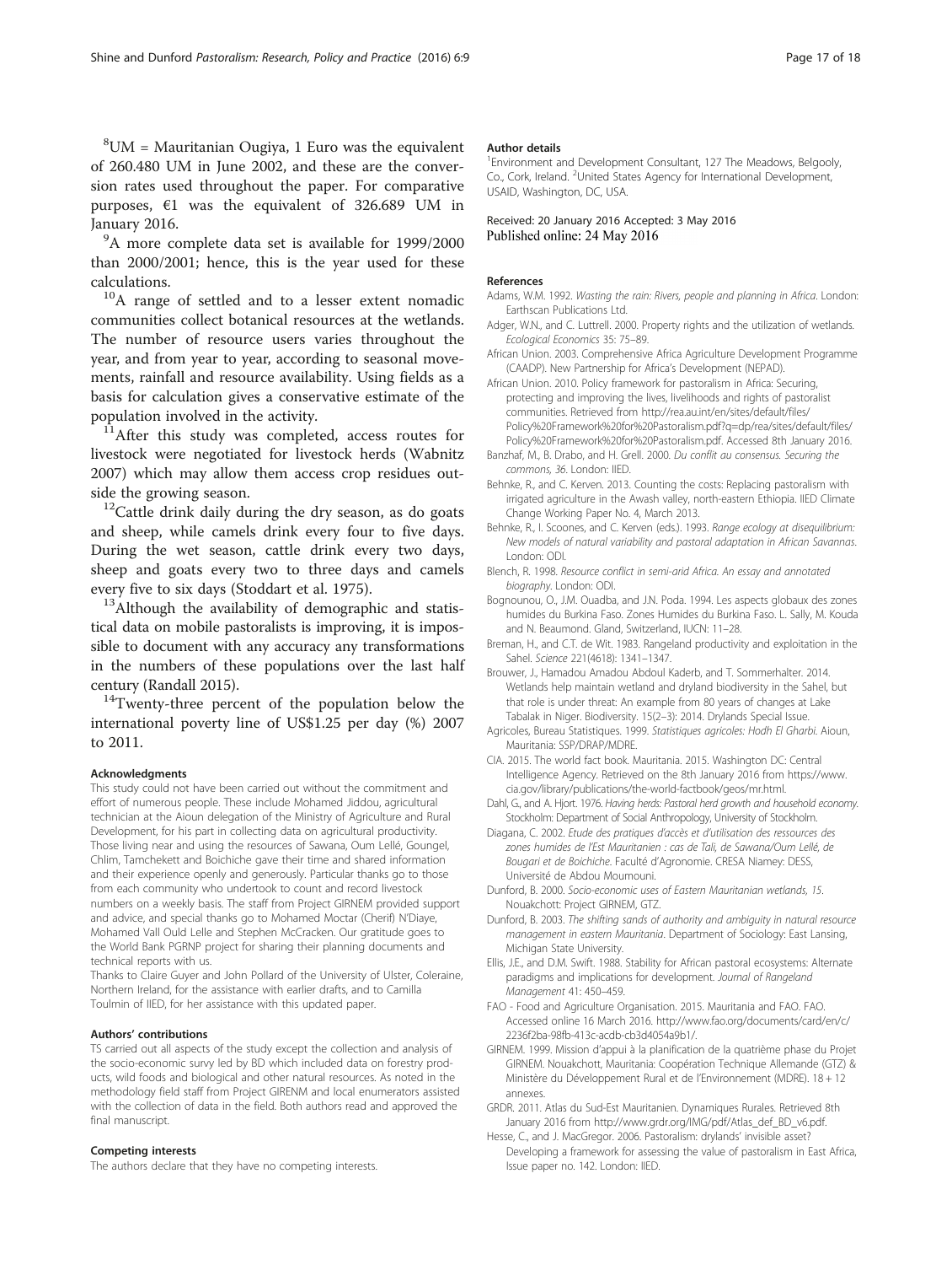[8]UM = Mauritanian Ougiya, 1 Euro was the equivalent of 260.480 UM in June 2002, and these are the conversion rates used throughout the paper. For comparative purposes, €1 was the equivalent of 326.689 UM in January 2016.

[9]A more complete data set is available for 1999/2000 than 2000/2001; hence, this is the year used for these calculations.

[10]A range of settled and to a lesser extent nomadic communities collect botanical resources at the wetlands. The number of resource users varies throughout the year, and from year to year, according to seasonal movements, rainfall and resource availability. Using fields as a basis for calculation gives a conservative estimate of the population involved in the activity.

[11]After this study was completed, access routes for livestock were negotiated for livestock herds (Wabnitz 2007) which may allow them access crop residues outside the growing season.

[12]Cattle drink daily during the dry season, as do goats and sheep, while camels drink every four to five days. During the wet season, cattle drink every two days, sheep and goats every two to three days and camels every five to six days (Stoddart et al. 1975).

[13]Although the availability of demographic and statistical data on mobile pastoralists is improving, it is impossible to document with any accuracy any transformations in the numbers of these populations over the last half century (Randall 2015).

[14]Twenty-three percent of the population below the international poverty line of US$1.25 per day (%) 2007 to 2011.

#### Acknowledgments

This study could not have been carried out without the commitment and effort of numerous people. These include Mohamed Jiddou, agricultural technician at the Aioun delegation of the Ministry of Agriculture and Rural Development, for his part in collecting data on agricultural productivity. Those living near and using the resources of Sawana, Oum Lellé, Goungel, Chlim, Tamchekett and Boichiche gave their time and shared information and their experience openly and generously. Particular thanks go to those from each community who undertook to count and record livestock numbers on a weekly basis. The staff from Project GIRNEM provided support and advice, and special thanks go to Mohamed Moctar (Cherif) N'Diaye, Mohamed Vall Ould Lelle and Stephen McCracken. Our gratitude goes to the World Bank PGRNP project for sharing their planning documents and technical reports with us.

Thanks to Claire Guyer and John Pollard of the University of Ulster, Coleraine, Northern Ireland, for the assistance with earlier drafts, and to Camilla Toulmin of IIED, for her assistance with this updated paper.

#### Authors' contributions

TS carried out all aspects of the study except the collection and analysis of the socio-economic survy led by BD which included data on forestry products, wild foods and biological and other natural resources. As noted in the methodology field staff from Project GIRENM and local enumerators assisted with the collection of data in the field. Both authors read and approved the final manuscript.

#### Competing interests

The authors declare that they have no competing interests.

#### Author details

[1]Environment and Development Consultant, 127 The Meadows, Belgooly, Co., Cork, Ireland. [2]United States Agency for International Development, USAID, Washington, DC, USA.

Received: 20 January 2016 Accepted: 3 May 2016
Published online: 24 May 2016

#### References

Adams, W.M. 1992. *Wasting the rain: Rivers, people and planning in Africa*. London: Earthscan Publications Ltd.

Adger, W.N., and C. Luttrell. 2000. Property rights and the utilization of wetlands. *Ecological Economics* 35: 75–89.

African Union. 2003. Comprehensive Africa Agriculture Development Programme (CAADP). New Partnership for Africa's Development (NEPAD).

African Union. 2010. Policy framework for pastoralism in Africa: Securing, protecting and improving the lives, livelihoods and rights of pastoralist communities. Retrieved from http://rea.au.int/en/sites/default/files/Policy%20Framework%20for%20Pastoralism.pdf?q=dp/rea/sites/default/files/Policy%20Framework%20for%20Pastoralism.pdf. Accessed 8th January 2016.

Banzhaf, M., B. Drabo, and H. Grell. 2000. *Du conflit au consensus. Securing the commons, 36*. London: IIED.

Behnke, R., and C. Kerven. 2013. Counting the costs: Replacing pastoralism with irrigated agriculture in the Awash valley, north-eastern Ethiopia. IIED Climate Change Working Paper No. 4, March 2013.

Behnke, R., I. Scoones, and C. Kerven (eds.). 1993. *Range ecology at disequilibrium: New models of natural variability and pastoral adaptation in African Savannas*. London: ODI.

Blench, R. 1998. *Resource conflict in semi-arid Africa. An essay and annotated biography*. London: ODI.

Bognounou, O., J.M. Ouadba, and J.N. Poda. 1994. Les aspects globaux des zones humides du Burkina Faso. Zones Humides du Burkina Faso. L. Sally, M. Kouda and N. Beaumond. Gland, Switzerland, IUCN: 11–28.

Breman, H., and C.T. de Wit. 1983. Rangeland productivity and exploitation in the Sahel. *Science* 221(4618): 1341–1347.

Brouwer, J., Hamadou Amadou Abdoul Kaderb, and T. Sommerhalter. 2014. Wetlands help maintain wetland and dryland biodiversity in the Sahel, but that role is under threat: An example from 80 years of changes at Lake Tabalak in Niger. Biodiversity. 15(2–3): 2014. Drylands Special Issue.

Agricoles, Bureau Statistiques. 1999. *Statistiques agricoles: Hodh El Gharbi*. Aioun, Mauritania: SSP/DRAP/MDRE.

CIA. 2015. The world fact book. Mauritania. 2015. Washington DC: Central Intelligence Agency. Retrieved on the 8th January 2016 from https://www.cia.gov/library/publications/the-world-factbook/geos/mr.html.

Dahl, G., and A. Hjort. 1976. *Having herds: Pastoral herd growth and household economy*. Stockholm: Department of Social Anthropology, University of Stockholm.

Diagana, C. 2002. *Etude des pratiques d'accès et d'utilisation des ressources des zones humides de l'Est Mauritanien : cas de Tali, de Sawana/Oum Lellé, de Bougari et de Boichiche*. Faculté d'Agronomie. CRESA Niamey: DESS, Université de Abdou Moumouni.

Dunford, B. 2000. *Socio-economic uses of Eastern Mauritanian wetlands, 15*. Nouakchott: Project GIRNEM, GTZ.

Dunford, B. 2003. *The shifting sands of authority and ambiguity in natural resource management in eastern Mauritania*. Department of Sociology: East Lansing, Michigan State University.

Ellis, J.E., and D.M. Swift. 1988. Stability for African pastoral ecosystems: Alternate paradigms and implications for development. *Journal of Rangeland Management* 41: 450–459.

FAO - Food and Agriculture Organisation. 2015. Mauritania and FAO. FAO. Accessed online 16 March 2016. http://www.fao.org/documents/card/en/c/2236f2ba-98fb-413c-acdb-cb3d4054a9b1/.

GIRNEM. 1999. Mission d'appui à la planification de la quatrième phase du Projet GIRNEM. Nouakchott, Mauritania: Coopération Technique Allemande (GTZ) & Ministère du Développement Rural et de l'Environnement (MDRE). 18 + 12 annexes.

GRDR. 2011. Atlas du Sud-Est Mauritanien. Dynamiques Rurales. Retrieved 8th January 2016 from http://www.grdr.org/IMG/pdf/Atlas_def_BD_v6.pdf.

Hesse, C., and J. MacGregor. 2006. Pastoralism: drylands' invisible asset? Developing a framework for assessing the value of pastoralism in East Africa, Issue paper no. 142. London: IIED.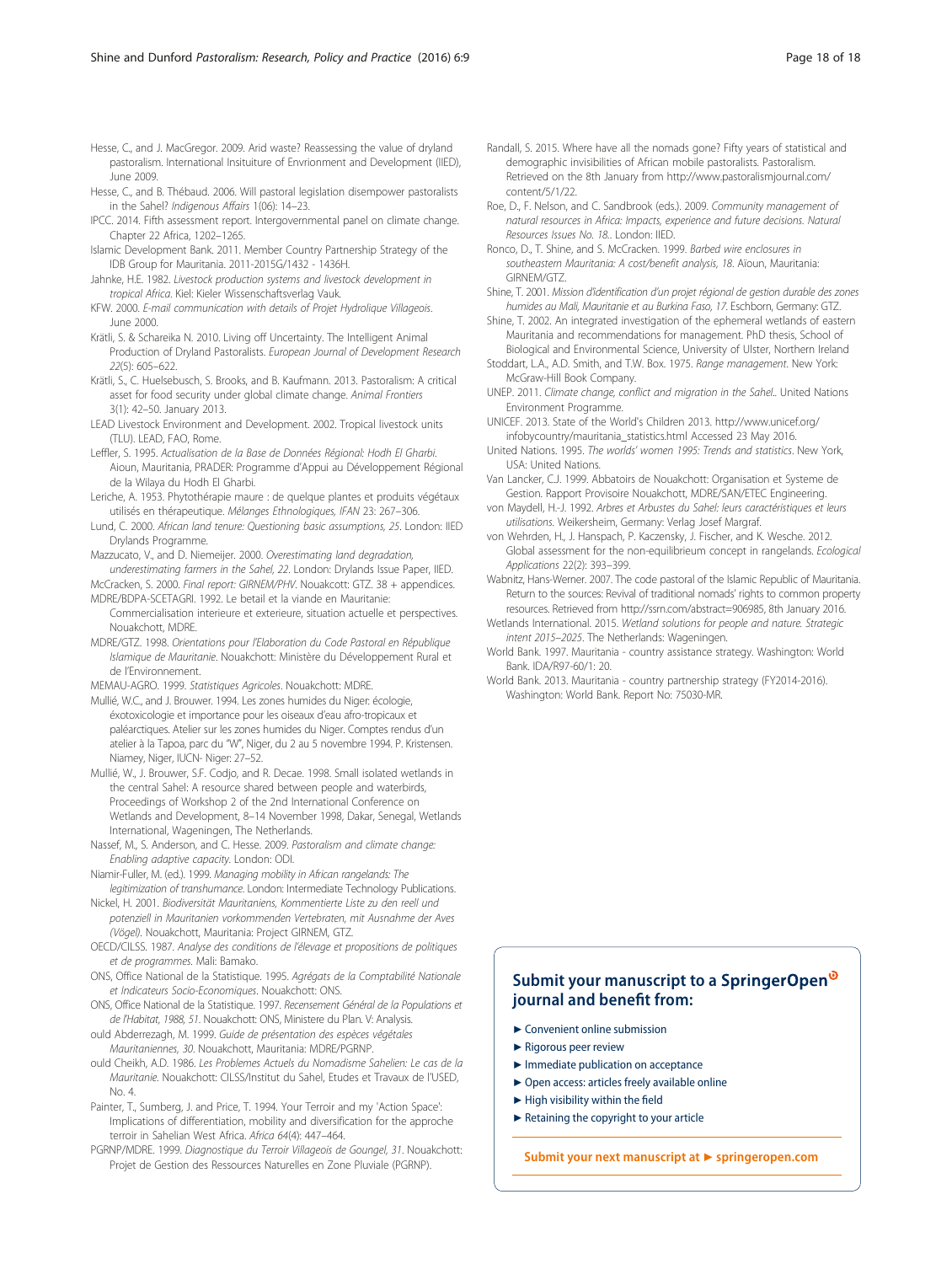Hesse, C., and J. MacGregor. 2009. Arid waste? Reassessing the value of dryland pastoralism. International Insituiture of Envrionment and Development (IIED), June 2009.

Hesse, C., and B. Thébaud. 2006. Will pastoral legislation disempower pastoralists in the Sahel? *Indigenous Affairs* 1(06): 14–23.

IPCC. 2014. Fifth assessment report. Intergovernmental panel on climate change. Chapter 22 Africa, 1202–1265.

Islamic Development Bank. 2011. Member Country Partnership Strategy of the IDB Group for Mauritania. 2011-2015G/1432 - 1436H.

Jahnke, H.E. 1982. *Livestock production systems and livestock development in tropical Africa*. Kiel: Kieler Wissenschaftsverlag Vauk.

KFW. 2000. *E-mail communication with details of Projet Hydrolique Villageois*. June 2000.

Krätli, S. & Schareika N. 2010. Living off Uncertainty. The Intelligent Animal Production of Dryland Pastoralists. *European Journal of Development Research 22*(5): 605–622.

Krätli, S., C. Huelsebusch, S. Brooks, and B. Kaufmann. 2013. Pastoralism: A critical asset for food security under global climate change. *Animal Frontiers* 3(1): 42–50. January 2013.

LEAD Livestock Environment and Development. 2002. Tropical livestock units (TLU). LEAD, FAO, Rome.

Leffler, S. 1995. *Actualisation de la Base de Données Régional: Hodh El Gharbi*. Aioun, Mauritania, PRADER: Programme d'Appui au Développement Régional de la Wilaya du Hodh El Gharbi.

Leriche, A. 1953. Phytothérapie maure : de quelque plantes et produits végétaux utilisés en thérapeutique. *Mélanges Ethnologiques, IFAN* 23: 267–306.

Lund, C. 2000. *African land tenure: Questioning basic assumptions, 25*. London: IIED Drylands Programme.

Mazzucato, V., and D. Niemeijer. 2000. *Overestimating land degradation, underestimating farmers in the Sahel, 22*. London: Drylands Issue Paper, IIED.

McCracken, S. 2000. *Final report: GIRNEM/PHV*. Nouakcott: GTZ. 38 + appendices.

MDRE/BDPA-SCETAGRI. 1992. Le betail et la viande en Mauritanie: Commercialisation interieure et exterieure, situation actuelle et perspectives. Nouakchott, MDRE.

MDRE/GTZ. 1998. *Orientations pour l'Elaboration du Code Pastoral en République Islamique de Mauritanie*. Nouakchott: Ministère du Développement Rural et de l'Environnement.

MEMAU-AGRO. 1999. *Statistiques Agricoles*. Nouakchott: MDRE.

Mullié, W.C., and J. Brouwer. 1994. Les zones humides du Niger: écologie, éxotoxicologie et importance pour les oiseaux d'eau afro-tropicaux et paléarctiques. Atelier sur les zones humides du Niger. Comptes rendus d'un atelier à la Tapoa, parc du "W", Niger, du 2 au 5 novembre 1994. P. Kristensen. Niamey, Niger, IUCN- Niger: 27–52.

Mullié, W., J. Brouwer, S.F. Codjo, and R. Decae. 1998. Small isolated wetlands in the central Sahel: A resource shared between people and waterbirds, Proceedings of Workshop 2 of the 2nd International Conference on Wetlands and Development, 8–14 November 1998, Dakar, Senegal, Wetlands International, Wageningen, The Netherlands.

Nassef, M., S. Anderson, and C. Hesse. 2009. *Pastoralism and climate change: Enabling adaptive capacity*. London: ODI.

Niamir-Fuller, M. (ed.). 1999. *Managing mobility in African rangelands: The legitimization of transhumance*. London: Intermediate Technology Publications.

Nickel, H. 2001. *Biodiversität Mauritaniens, Kommentierte Liste zu den reell und potenziell in Mauritanien vorkommenden Vertebraten, mit Ausnahme der Aves (Vögel)*. Nouakchott, Mauritania: Project GIRNEM, GTZ.

OECD/CILSS. 1987. *Analyse des conditions de l'élevage et propositions de politiques et de programmes*. Mali: Bamako.

ONS, Office National de la Statistique. 1995. *Agrégats de la Comptabilité Nationale et Indicateurs Socio-Economiques*. Nouakchott: ONS.

ONS, Office National de la Statistique. 1997. *Recensement Général de la Populations et de l'Habitat, 1988, 51*. Nouakchott: ONS, Ministere du Plan. V: Analysis.

ould Abderrezagh, M. 1999. *Guide de présentation des espèces végétales Mauritaniennes, 30*. Nouakchott, Mauritania: MDRE/PGRNP.

ould Cheikh, A.D. 1986. *Les Problemes Actuels du Nomadisme Sahelien: Le cas de la Mauritanie*. Nouakchott: CILSS/Institut du Sahel, Etudes et Travaux de l'USED, No. 4.

Painter, T., Sumberg, J. and Price, T. 1994. Your Terroir and my 'Action Space': Implications of differentiation, mobility and diversification for the approche terroir in Sahelian West Africa. *Africa 64*(4): 447–464.

PGRNP/MDRE. 1999. *Diagnostique du Terroir Villageois de Goungel, 31*. Nouakchott: Projet de Gestion des Ressources Naturelles en Zone Pluviale (PGRNP).

Randall, S. 2015. Where have all the nomads gone? Fifty years of statistical and demographic invisibilities of African mobile pastoralists. Pastoralism. Retrieved on the 8th January from http://www.pastoralismjournal.com/content/5/1/22.

Roe, D., F. Nelson, and C. Sandbrook (eds.). 2009. *Community management of natural resources in Africa: Impacts, experience and future decisions. Natural Resources Issues No. 18.*. London: IIED.

Ronco, D., T. Shine, and S. McCracken. 1999. *Barbed wire enclosures in southeastern Mauritania: A cost/benefit analysis, 18*. Aïoun, Mauritania: GIRNEM/GTZ.

Shine, T. 2001. *Mission d'identification d'un projet régional de gestion durable des zones humides au Mali, Mauritanie et au Burkina Faso, 17*. Eschborn, Germany: GTZ.

Shine, T. 2002. An integrated investigation of the ephemeral wetlands of eastern Mauritania and recommendations for management. PhD thesis, School of Biological and Environmental Science, University of Ulster, Northern Ireland

Stoddart, L.A., A.D. Smith, and T.W. Box. 1975. *Range management*. New York: McGraw-Hill Book Company.

UNEP. 2011. *Climate change, conflict and migration in the Sahel.*. United Nations Environment Programme.

UNICEF. 2013. State of the World's Children 2013. http://www.unicef.org/infobycountry/mauritania_statistics.html Accessed 23 May 2016.

United Nations. 1995. *The worlds' women 1995: Trends and statistics*. New York, USA: United Nations.

Van Lancker, C.J. 1999. Abbatoirs de Nouakchott: Organisation et Systeme de Gestion. Rapport Provisoire Nouakchott, MDRE/SAN/ETEC Engineering.

von Maydell, H.-J. 1992. *Arbres et Arbustes du Sahel: leurs caractéristiques et leurs utilisations*. Weikersheim, Germany: Verlag Josef Margraf.

von Wehrden, H., J. Hanspach, P. Kaczensky, J. Fischer, and K. Wesche. 2012. Global assessment for the non-equilibrieum concept in rangelands. *Ecological Applications* 22(2): 393–399.

Wabnitz, Hans-Werner. 2007. The code pastoral of the Islamic Republic of Mauritania. Return to the sources: Revival of traditional nomads' rights to common property resources. Retrieved from http://ssrn.com/abstract=906985, 8th January 2016.

Wetlands International. 2015. *Wetland solutions for people and nature. Strategic intent 2015–2025*. The Netherlands: Wageningen.

World Bank. 1997. Mauritania - country assistance strategy. Washington: World Bank. IDA/R97-60/1: 20.

World Bank. 2013. Mauritania - country partnership strategy (FY2014-2016). Washington: World Bank. Report No: 75030-MR.

**Submit your manuscript to a SpringerOpen journal and benefit from:**

- ► Convenient online submission
- ► Rigorous peer review
- ► Immediate publication on acceptance
- ► Open access: articles freely available online
- ► High visibility within the field
- ► Retaining the copyright to your article

**Submit your next manuscript at ► springeropen.com**